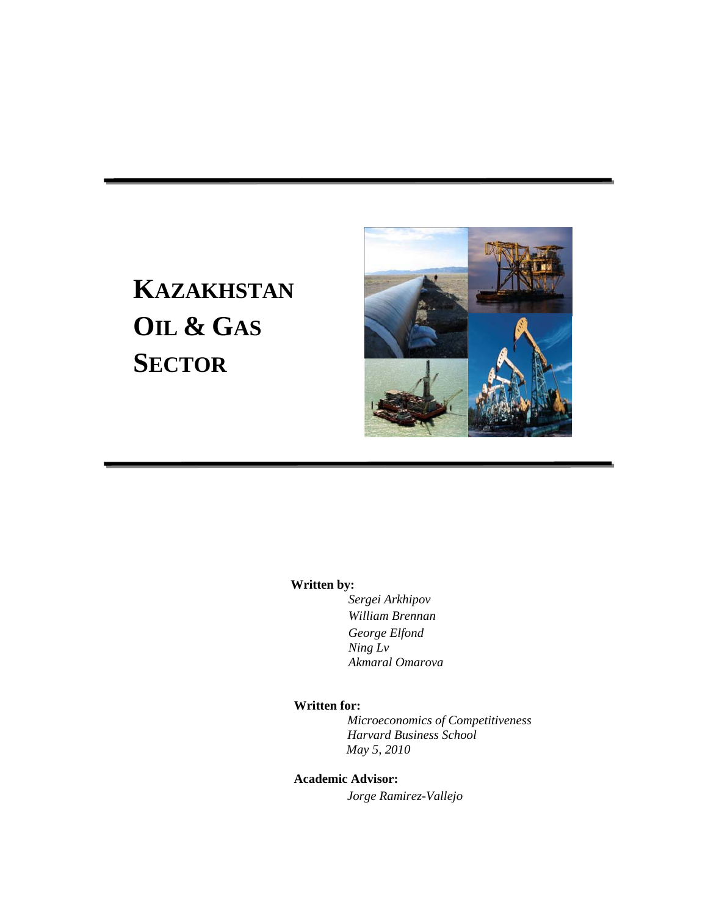# KAZAKHSTAN OIL & GAS SECTOR

**Written by:**

*Sergei Arkhipov*
*William Brennan*
*George Elfond*
*Ning Lv*
*Akmaral Omarova*

**Written for:**

*Microeconomics of Competitiveness*
*Harvard Business School*
*May 5, 2010*

**Academic Advisor:**

*Jorge Ramirez-Vallejo*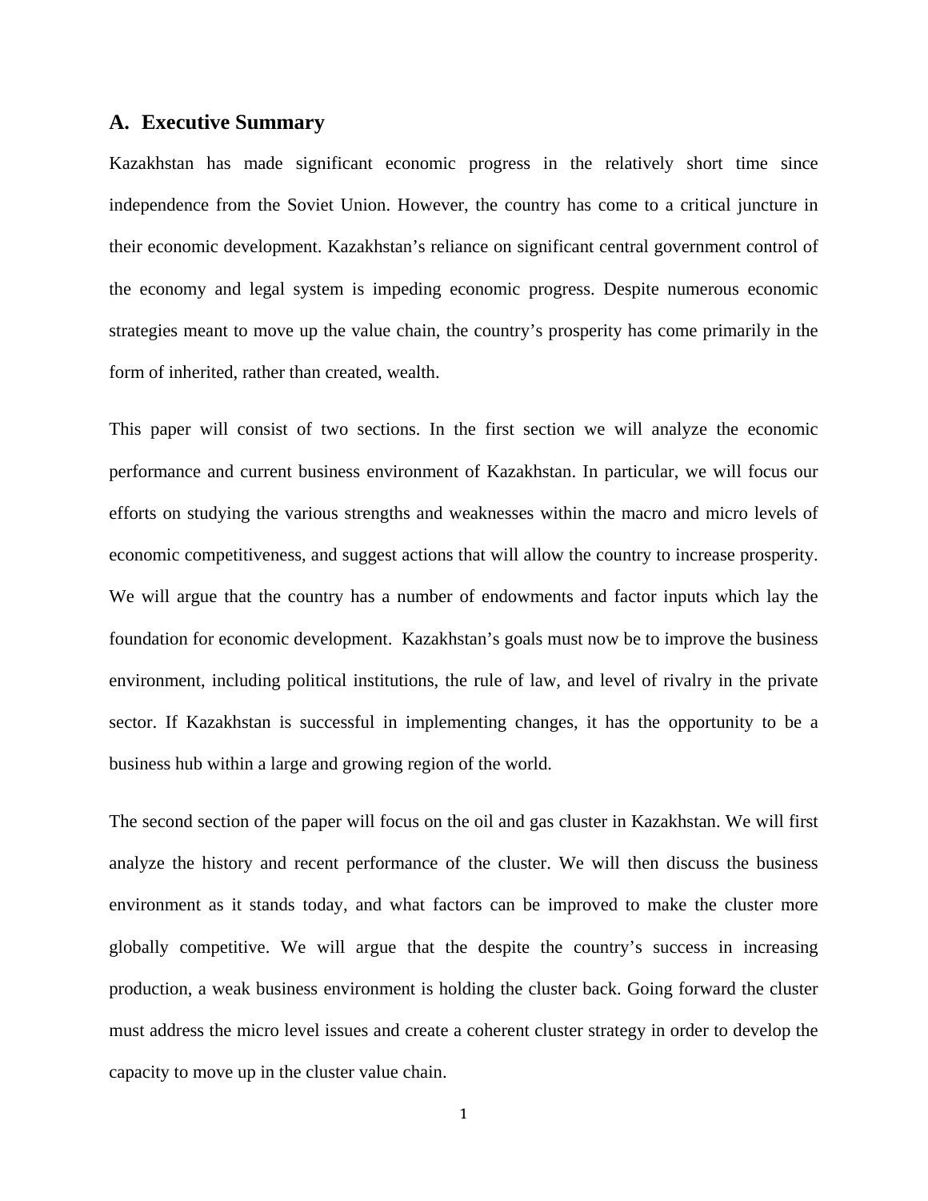## A. Executive Summary

Kazakhstan has made significant economic progress in the relatively short time since independence from the Soviet Union. However, the country has come to a critical juncture in their economic development. Kazakhstan's reliance on significant central government control of the economy and legal system is impeding economic progress. Despite numerous economic strategies meant to move up the value chain, the country's prosperity has come primarily in the form of inherited, rather than created, wealth.

This paper will consist of two sections. In the first section we will analyze the economic performance and current business environment of Kazakhstan. In particular, we will focus our efforts on studying the various strengths and weaknesses within the macro and micro levels of economic competitiveness, and suggest actions that will allow the country to increase prosperity. We will argue that the country has a number of endowments and factor inputs which lay the foundation for economic development. Kazakhstan's goals must now be to improve the business environment, including political institutions, the rule of law, and level of rivalry in the private sector. If Kazakhstan is successful in implementing changes, it has the opportunity to be a business hub within a large and growing region of the world.

The second section of the paper will focus on the oil and gas cluster in Kazakhstan. We will first analyze the history and recent performance of the cluster. We will then discuss the business environment as it stands today, and what factors can be improved to make the cluster more globally competitive. We will argue that the despite the country's success in increasing production, a weak business environment is holding the cluster back. Going forward the cluster must address the micro level issues and create a coherent cluster strategy in order to develop the capacity to move up in the cluster value chain.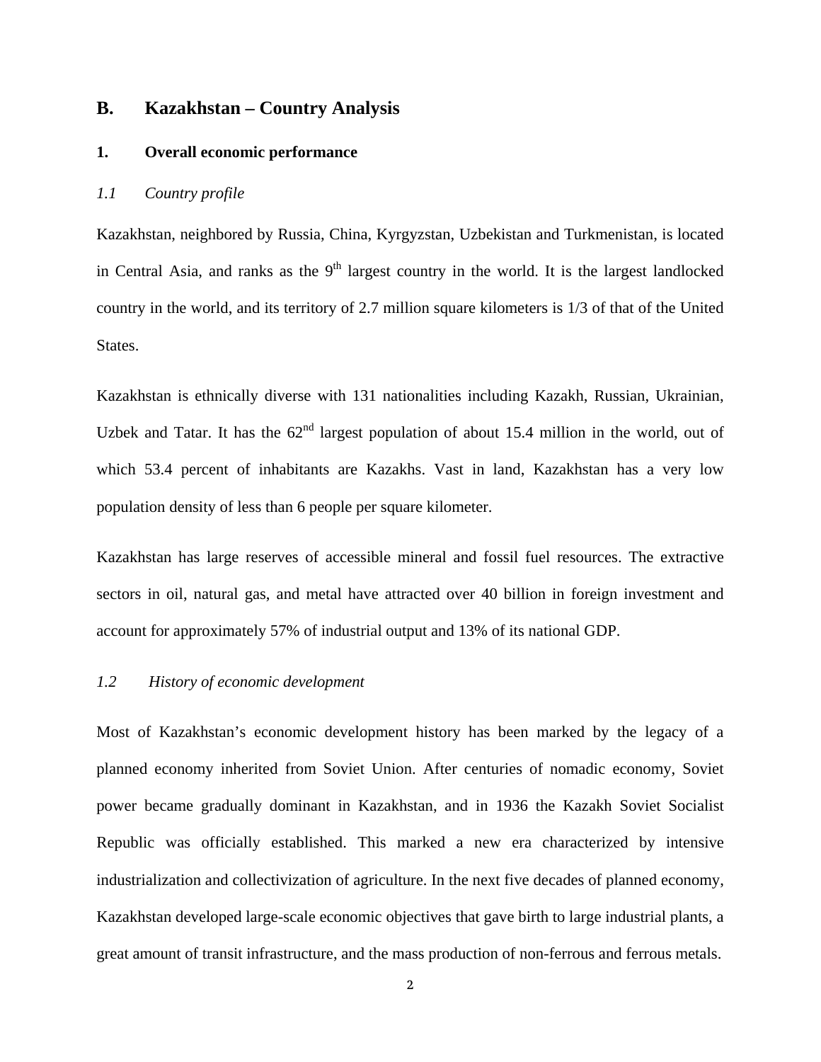## B. Kazakhstan – Country Analysis

### 1. Overall economic performance

#### *1.1 Country profile*

Kazakhstan, neighbored by Russia, China, Kyrgyzstan, Uzbekistan and Turkmenistan, is located in Central Asia, and ranks as the 9th largest country in the world. It is the largest landlocked country in the world, and its territory of 2.7 million square kilometers is 1/3 of that of the United States.

Kazakhstan is ethnically diverse with 131 nationalities including Kazakh, Russian, Ukrainian, Uzbek and Tatar. It has the 62nd largest population of about 15.4 million in the world, out of which 53.4 percent of inhabitants are Kazakhs. Vast in land, Kazakhstan has a very low population density of less than 6 people per square kilometer.

Kazakhstan has large reserves of accessible mineral and fossil fuel resources. The extractive sectors in oil, natural gas, and metal have attracted over 40 billion in foreign investment and account for approximately 57% of industrial output and 13% of its national GDP.

#### *1.2 History of economic development*

Most of Kazakhstan's economic development history has been marked by the legacy of a planned economy inherited from Soviet Union. After centuries of nomadic economy, Soviet power became gradually dominant in Kazakhstan, and in 1936 the Kazakh Soviet Socialist Republic was officially established. This marked a new era characterized by intensive industrialization and collectivization of agriculture. In the next five decades of planned economy, Kazakhstan developed large-scale economic objectives that gave birth to large industrial plants, a great amount of transit infrastructure, and the mass production of non-ferrous and ferrous metals.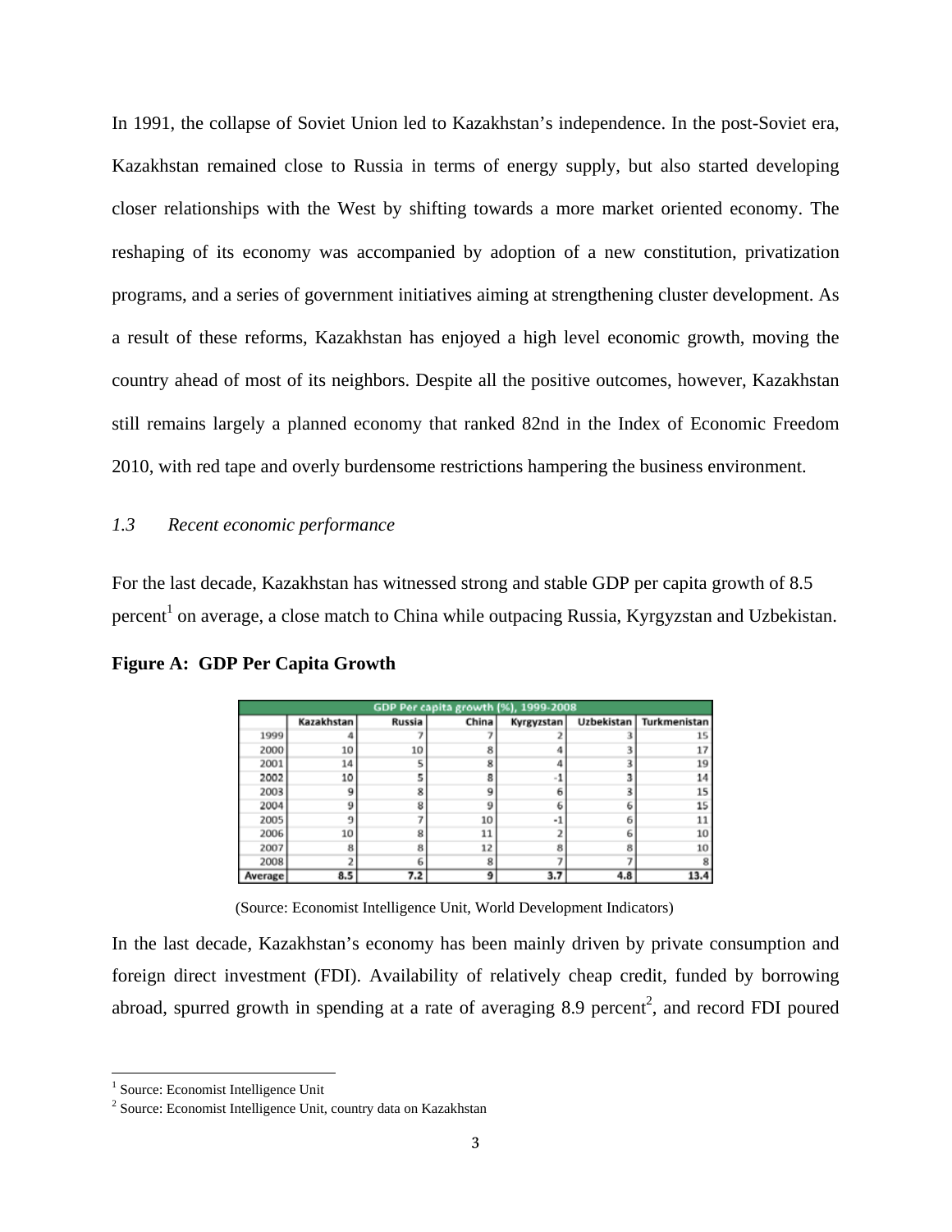In 1991, the collapse of Soviet Union led to Kazakhstan's independence. In the post-Soviet era, Kazakhstan remained close to Russia in terms of energy supply, but also started developing closer relationships with the West by shifting towards a more market oriented economy. The reshaping of its economy was accompanied by adoption of a new constitution, privatization programs, and a series of government initiatives aiming at strengthening cluster development. As a result of these reforms, Kazakhstan has enjoyed a high level economic growth, moving the country ahead of most of its neighbors. Despite all the positive outcomes, however, Kazakhstan still remains largely a planned economy that ranked 82nd in the Index of Economic Freedom 2010, with red tape and overly burdensome restrictions hampering the business environment.

### *1.3 Recent economic performance*

For the last decade, Kazakhstan has witnessed strong and stable GDP per capita growth of 8.5 percent[1] on average, a close match to China while outpacing Russia, Kyrgyzstan and Uzbekistan.

**Figure A: GDP Per Capita Growth**

| GDP Per capita growth (%), 1999-2008 | | | | | | |
|---|---|---|---|---|---|---|
| | Kazakhstan | Russia | China | Kyrgyzstan | Uzbekistan | Turkmenistan |
| 1999 | 4 | 7 | 7 | 2 | 3 | 15 |
| 2000 | 10 | 10 | 8 | 4 | 3 | 17 |
| 2001 | 14 | 5 | 8 | 4 | 3 | 19 |
| 2002 | 10 | 5 | 8 | -1 | 3 | 14 |
| 2003 | 9 | 8 | 9 | 6 | 3 | 15 |
| 2004 | 9 | 8 | 9 | 6 | 6 | 15 |
| 2005 | 9 | 7 | 10 | -1 | 6 | 11 |
| 2006 | 10 | 8 | 11 | 2 | 6 | 10 |
| 2007 | 8 | 8 | 12 | 8 | 8 | 10 |
| 2008 | 2 | 6 | 8 | 7 | 7 | 8 |
| **Average** | **8.5** | **7.2** | **9** | **3.7** | **4.8** | **13.4** |

(Source: Economist Intelligence Unit, World Development Indicators)

In the last decade, Kazakhstan's economy has been mainly driven by private consumption and foreign direct investment (FDI). Availability of relatively cheap credit, funded by borrowing abroad, spurred growth in spending at a rate of averaging 8.9 percent[2], and record FDI poured

[1] Source: Economist Intelligence Unit

[2] Source: Economist Intelligence Unit, country data on Kazakhstan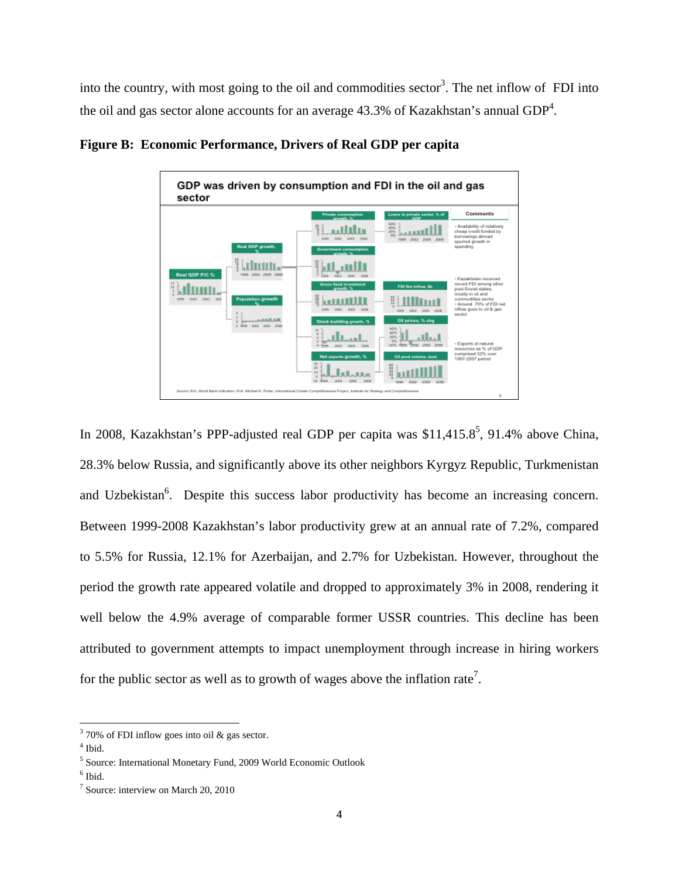into the country, with most going to the oil and commodities sector[3]. The net inflow of FDI into the oil and gas sector alone accounts for an average 43.3% of Kazakhstan's annual GDP[4].

**Figure B: Economic Performance, Drivers of Real GDP per capita**

In 2008, Kazakhstan's PPP-adjusted real GDP per capita was $11,415.8[5], 91.4% above China, 28.3% below Russia, and significantly above its other neighbors Kyrgyz Republic, Turkmenistan and Uzbekistan[6]. Despite this success labor productivity has become an increasing concern. Between 1999-2008 Kazakhstan's labor productivity grew at an annual rate of 7.2%, compared to 5.5% for Russia, 12.1% for Azerbaijan, and 2.7% for Uzbekistan. However, throughout the period the growth rate appeared volatile and dropped to approximately 3% in 2008, rendering it well below the 4.9% average of comparable former USSR countries. This decline has been attributed to government attempts to impact unemployment through increase in hiring workers for the public sector as well as to growth of wages above the inflation rate[7].

---

[3] 70% of FDI inflow goes into oil & gas sector.

[4] Ibid.

[5] Source: International Monetary Fund, 2009 World Economic Outlook

[6] Ibid.

[7] Source: interview on March 20, 2010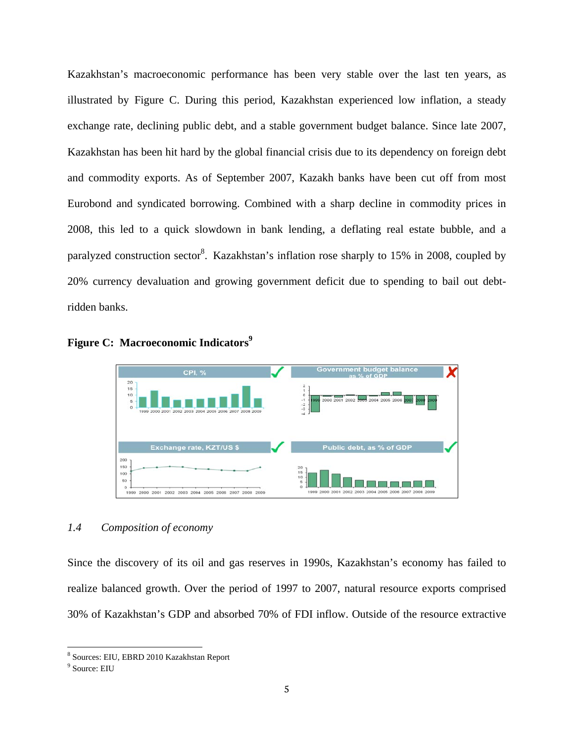Kazakhstan's macroeconomic performance has been very stable over the last ten years, as illustrated by Figure C. During this period, Kazakhstan experienced low inflation, a steady exchange rate, declining public debt, and a stable government budget balance. Since late 2007, Kazakhstan has been hit hard by the global financial crisis due to its dependency on foreign debt and commodity exports. As of September 2007, Kazakh banks have been cut off from most Eurobond and syndicated borrowing. Combined with a sharp decline in commodity prices in 2008, this led to a quick slowdown in bank lending, a deflating real estate bubble, and a paralyzed construction sector[8]. Kazakhstan's inflation rose sharply to 15% in 2008, coupled by 20% currency devaluation and growing government deficit due to spending to bail out debt-ridden banks.

**Figure C: Macroeconomic Indicators[9]**

### 1.4 *Composition of economy*

Since the discovery of its oil and gas reserves in 1990s, Kazakhstan's economy has failed to realize balanced growth. Over the period of 1997 to 2007, natural resource exports comprised 30% of Kazakhstan's GDP and absorbed 70% of FDI inflow. Outside of the resource extractive

---

[8] Sources: EIU, EBRD 2010 Kazakhstan Report

[9] Source: EIU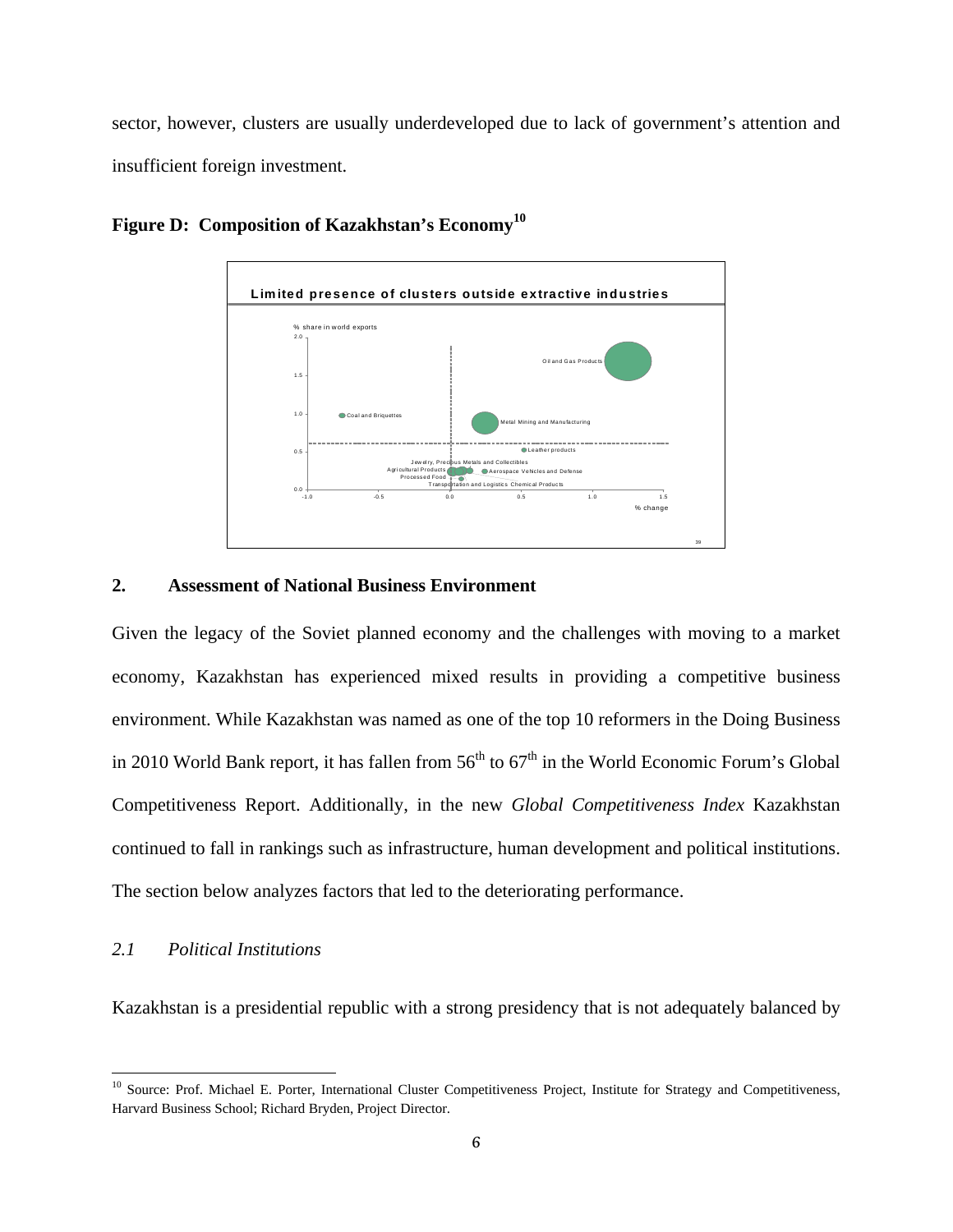sector, however, clusters are usually underdeveloped due to lack of government's attention and insufficient foreign investment.

**Figure D: Composition of Kazakhstan's Economy**[10]

## 2. Assessment of National Business Environment

Given the legacy of the Soviet planned economy and the challenges with moving to a market economy, Kazakhstan has experienced mixed results in providing a competitive business environment. While Kazakhstan was named as one of the top 10 reformers in the Doing Business in 2010 World Bank report, it has fallen from 56th to 67th in the World Economic Forum's Global Competitiveness Report. Additionally, in the new *Global Competitiveness Index* Kazakhstan continued to fall in rankings such as infrastructure, human development and political institutions. The section below analyzes factors that led to the deteriorating performance.

### *2.1 Political Institutions*

Kazakhstan is a presidential republic with a strong presidency that is not adequately balanced by

---

[10] Source: Prof. Michael E. Porter, International Cluster Competitiveness Project, Institute for Strategy and Competitiveness, Harvard Business School; Richard Bryden, Project Director.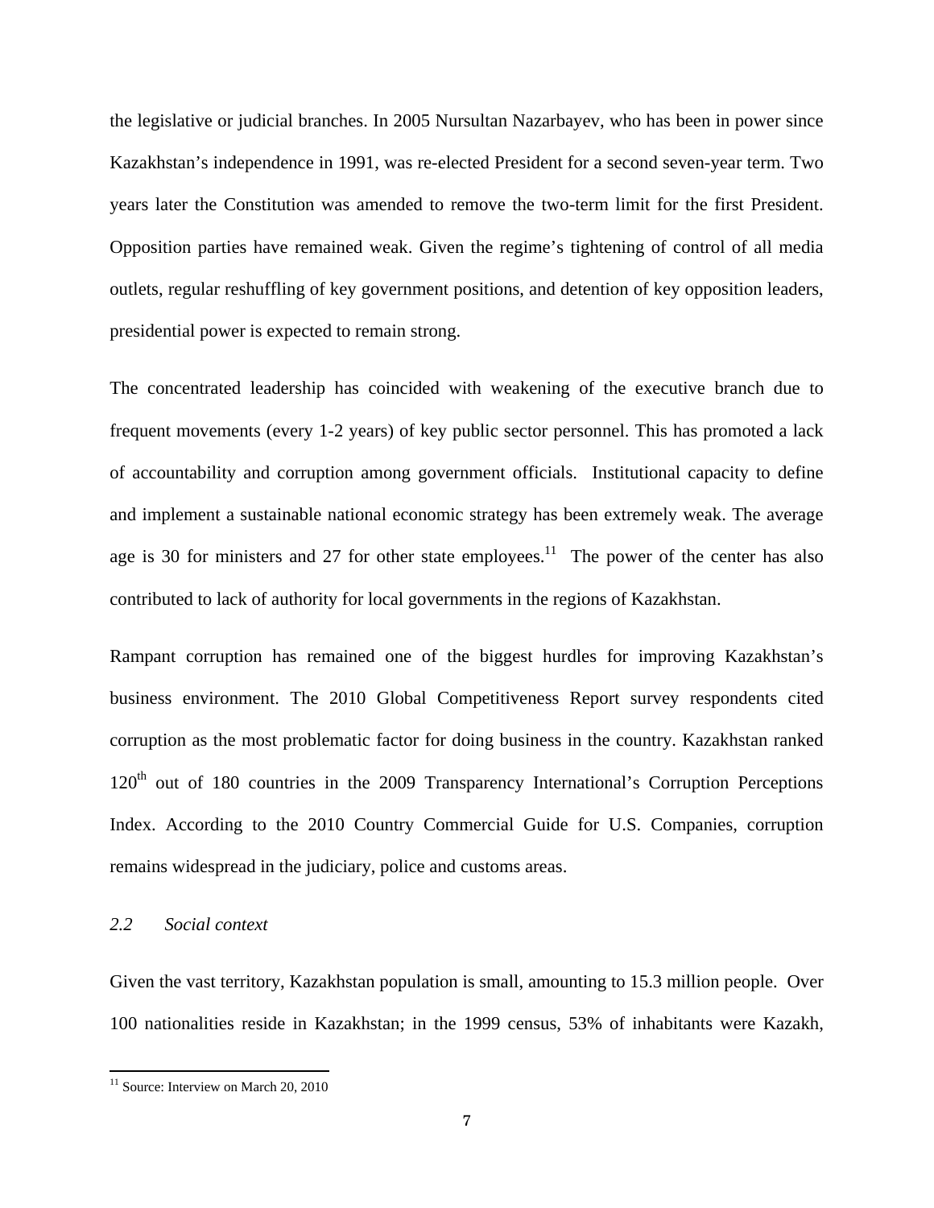the legislative or judicial branches. In 2005 Nursultan Nazarbayev, who has been in power since Kazakhstan's independence in 1991, was re-elected President for a second seven-year term. Two years later the Constitution was amended to remove the two-term limit for the first President. Opposition parties have remained weak. Given the regime's tightening of control of all media outlets, regular reshuffling of key government positions, and detention of key opposition leaders, presidential power is expected to remain strong.

The concentrated leadership has coincided with weakening of the executive branch due to frequent movements (every 1-2 years) of key public sector personnel. This has promoted a lack of accountability and corruption among government officials. Institutional capacity to define and implement a sustainable national economic strategy has been extremely weak. The average age is 30 for ministers and 27 for other state employees.[11] The power of the center has also contributed to lack of authority for local governments in the regions of Kazakhstan.

Rampant corruption has remained one of the biggest hurdles for improving Kazakhstan's business environment. The 2010 Global Competitiveness Report survey respondents cited corruption as the most problematic factor for doing business in the country. Kazakhstan ranked 120th out of 180 countries in the 2009 Transparency International's Corruption Perceptions Index. According to the 2010 Country Commercial Guide for U.S. Companies, corruption remains widespread in the judiciary, police and customs areas.

### *2.2 Social context*

Given the vast territory, Kazakhstan population is small, amounting to 15.3 million people. Over 100 nationalities reside in Kazakhstan; in the 1999 census, 53% of inhabitants were Kazakh,

[11] Source: Interview on March 20, 2010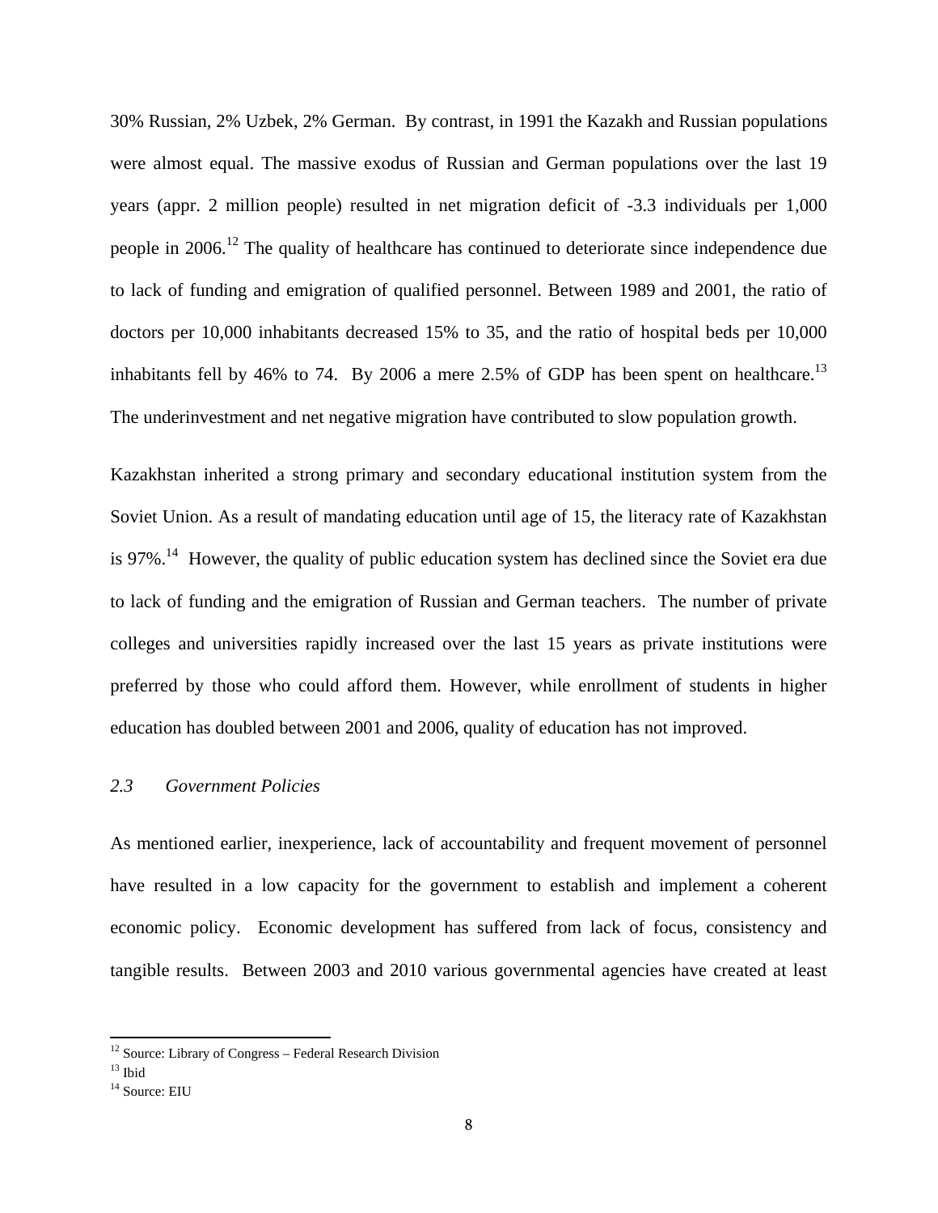30% Russian, 2% Uzbek, 2% German. By contrast, in 1991 the Kazakh and Russian populations were almost equal. The massive exodus of Russian and German populations over the last 19 years (appr. 2 million people) resulted in net migration deficit of -3.3 individuals per 1,000 people in 2006.[12] The quality of healthcare has continued to deteriorate since independence due to lack of funding and emigration of qualified personnel. Between 1989 and 2001, the ratio of doctors per 10,000 inhabitants decreased 15% to 35, and the ratio of hospital beds per 10,000 inhabitants fell by 46% to 74. By 2006 a mere 2.5% of GDP has been spent on healthcare.[13] The underinvestment and net negative migration have contributed to slow population growth.

Kazakhstan inherited a strong primary and secondary educational institution system from the Soviet Union. As a result of mandating education until age of 15, the literacy rate of Kazakhstan is 97%.[14] However, the quality of public education system has declined since the Soviet era due to lack of funding and the emigration of Russian and German teachers. The number of private colleges and universities rapidly increased over the last 15 years as private institutions were preferred by those who could afford them. However, while enrollment of students in higher education has doubled between 2001 and 2006, quality of education has not improved.

### *2.3 Government Policies*

As mentioned earlier, inexperience, lack of accountability and frequent movement of personnel have resulted in a low capacity for the government to establish and implement a coherent economic policy. Economic development has suffered from lack of focus, consistency and tangible results. Between 2003 and 2010 various governmental agencies have created at least

[12] Source: Library of Congress – Federal Research Division
[13] Ibid
[14] Source: EIU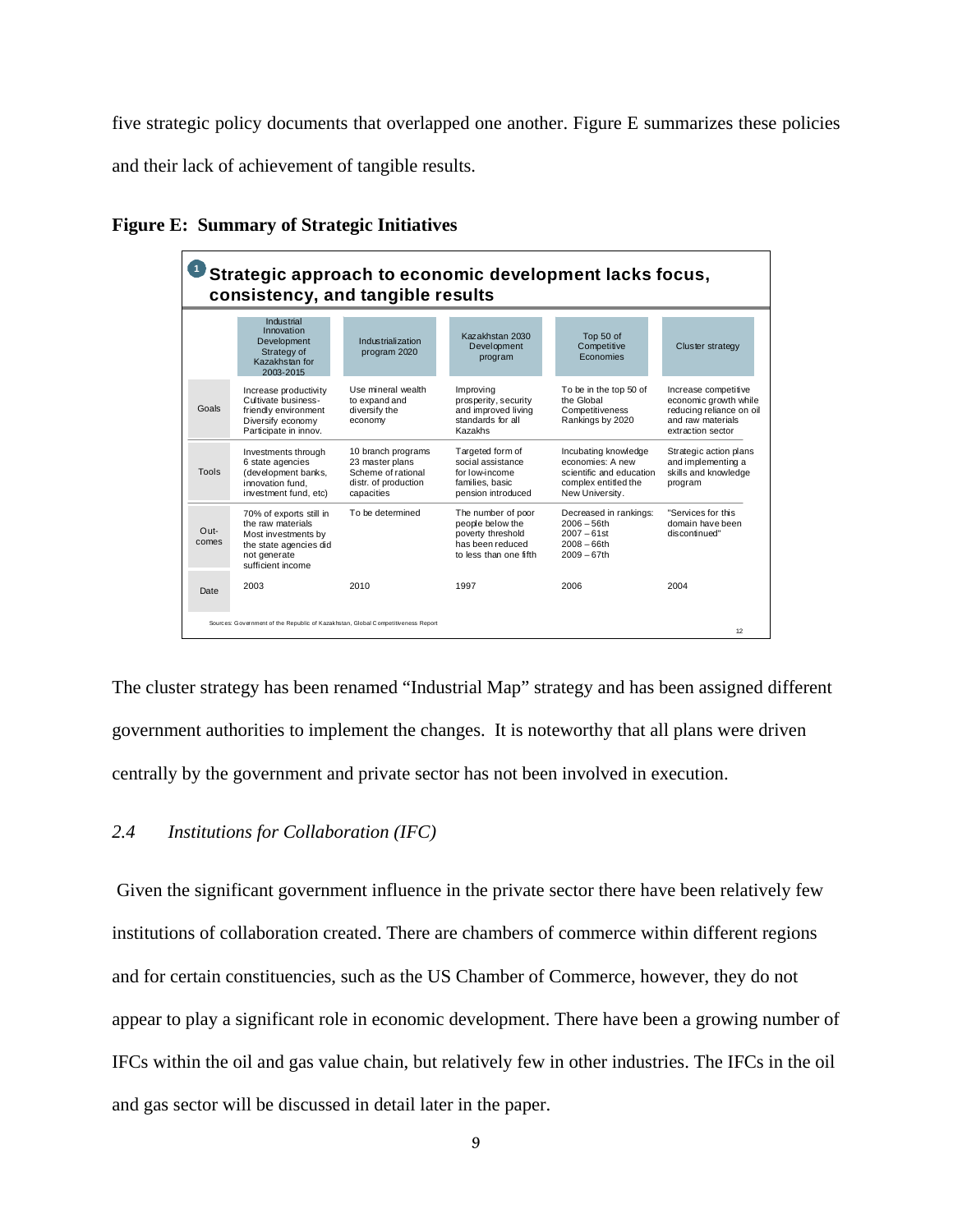five strategic policy documents that overlapped one another. Figure E summarizes these policies and their lack of achievement of tangible results.

**Figure E: Summary of Strategic Initiatives**

**Strategic approach to economic development lacks focus, consistency, and tangible results**

| | Industrial Innovation Development Strategy of Kazakhstan for 2003-2015 | Industrialization program 2020 | Kazakhstan 2030 Development program | Top 50 of Competitive Economies | Cluster strategy |
|---|---|---|---|---|---|
| Goals | Increase productivity Cultivate business-friendly environment Diversify economy Participate in innov. | Use mineral wealth to expand and diversify the economy | Improving prosperity, security and improved living standards for all Kazakhs | To be in the top 50 of the Global Competitiveness Rankings by 2020 | Increase competitive economic growth while reducing reliance on oil and raw materials extraction sector |
| Tools | Investments through 6 state agencies (development banks, innovation fund, investment fund, etc) | 10 branch programs 23 master plans Scheme of rational distr. of production capacities | Targeted form of social assistance for low-income families, basic pension introduced | Incubating knowledge economies: A new scientific and education complex entitled the New University. | Strategic action plans and implementing a skills and knowledge program |
| Out-comes | 70% of exports still in the raw materials Most investments by the state agencies did not generate sufficient income | To be determined | The number of poor people below the poverty threshold has been reduced to less than one fifth | Decreased in rankings: 2006 – 56th 2007 – 61st 2008 – 66th 2009 – 67th | "Services for this domain have been discontinued" |
| Date | 2003 | 2010 | 1997 | 2006 | 2004 |

Sources: Government of the Republic of Kazakhstan, Global Competitiveness Report

The cluster strategy has been renamed "Industrial Map" strategy and has been assigned different government authorities to implement the changes. It is noteworthy that all plans were driven centrally by the government and private sector has not been involved in execution.

### *2.4 Institutions for Collaboration (IFC)*

Given the significant government influence in the private sector there have been relatively few institutions of collaboration created. There are chambers of commerce within different regions and for certain constituencies, such as the US Chamber of Commerce, however, they do not appear to play a significant role in economic development. There have been a growing number of IFCs within the oil and gas value chain, but relatively few in other industries. The IFCs in the oil and gas sector will be discussed in detail later in the paper.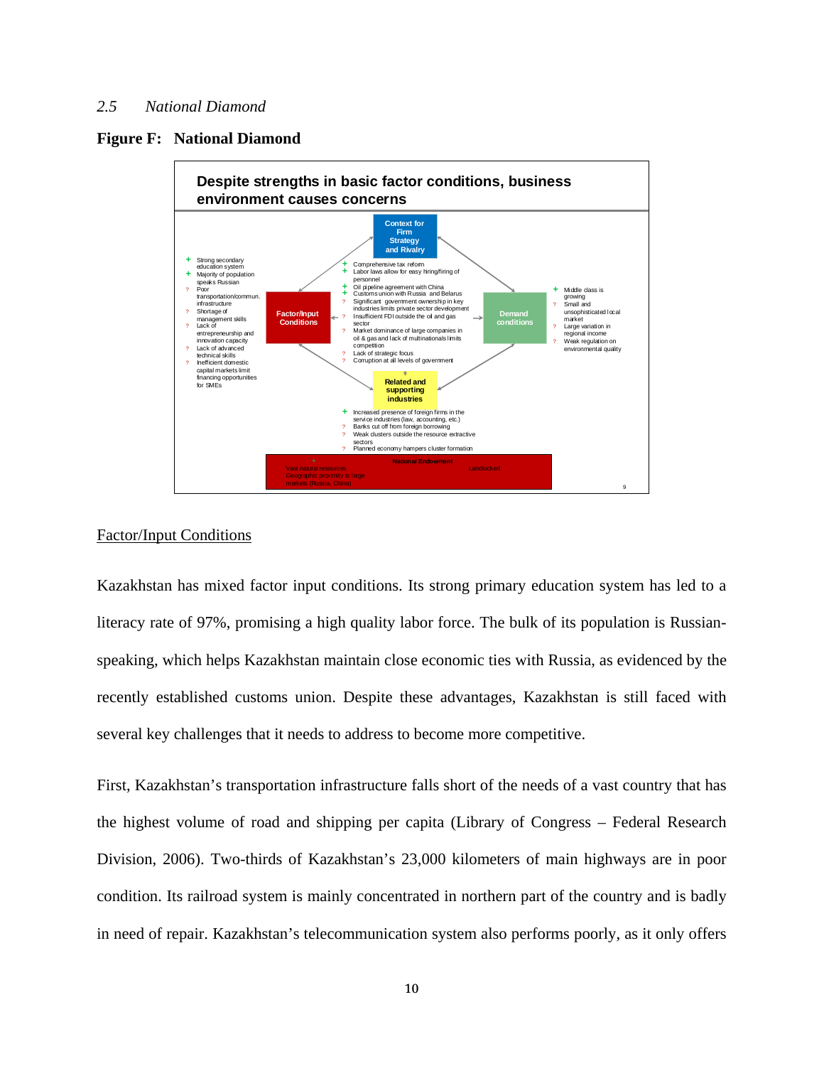### 2.5 *National Diamond*

**Figure F: National Diamond**

**Despite strengths in basic factor conditions, business environment causes concerns**

**Context for Firm Strategy and Rivalry**
- \+ Comprehensive tax reform
- \+ Labor laws allow for easy hiring/firing of personnel
- \+ Oil pipeline agreement with China
- \+ Customs union with Russia and Belarus
- ? Significant government ownership in key industries limits private sector development
- ? Insufficient FDI outside the oil and gas sector
- ? Market dominance of large companies in oil & gas and lack of multinationals limits competition
- ? Lack of strategic focus
- ? Corruption at all levels of government

**Factor/Input Conditions**
- \+ Strong secondary education system
- \+ Majority of population speaks Russian
- ? Poor transportation/commun. infrastructure
- ? Shortage of management skills
- ? Lack of entrepreneurship and innovation capacity
- ? Lack of advanced technical skills
- ? Inefficient domestic capital markets limit financing opportunities for SMEs

**Demand conditions**
- \+ Middle class is growing
- ? Small and unsophisticated local market
- ? Large variation in regional income
- ? Weak regulation on environmental quality

**Related and supporting industries**
- \+ Increased presence of foreign firms in the service industries (law, accounting, etc.)
- ? Banks cut off from foreign borrowing
- ? Weak clusters outside the resource extractive sectors
- ? Planned economy hampers cluster formation

**National Endowment**
- \+ Vast natural resources
- \+ Geographic proximity to large markets (Russia, China)
- ? Landlocked

<u>Factor/Input Conditions</u>

Kazakhstan has mixed factor input conditions. Its strong primary education system has led to a literacy rate of 97%, promising a high quality labor force. The bulk of its population is Russian-speaking, which helps Kazakhstan maintain close economic ties with Russia, as evidenced by the recently established customs union. Despite these advantages, Kazakhstan is still faced with several key challenges that it needs to address to become more competitive.

First, Kazakhstan's transportation infrastructure falls short of the needs of a vast country that has the highest volume of road and shipping per capita (Library of Congress – Federal Research Division, 2006). Two-thirds of Kazakhstan's 23,000 kilometers of main highways are in poor condition. Its railroad system is mainly concentrated in northern part of the country and is badly in need of repair. Kazakhstan's telecommunication system also performs poorly, as it only offers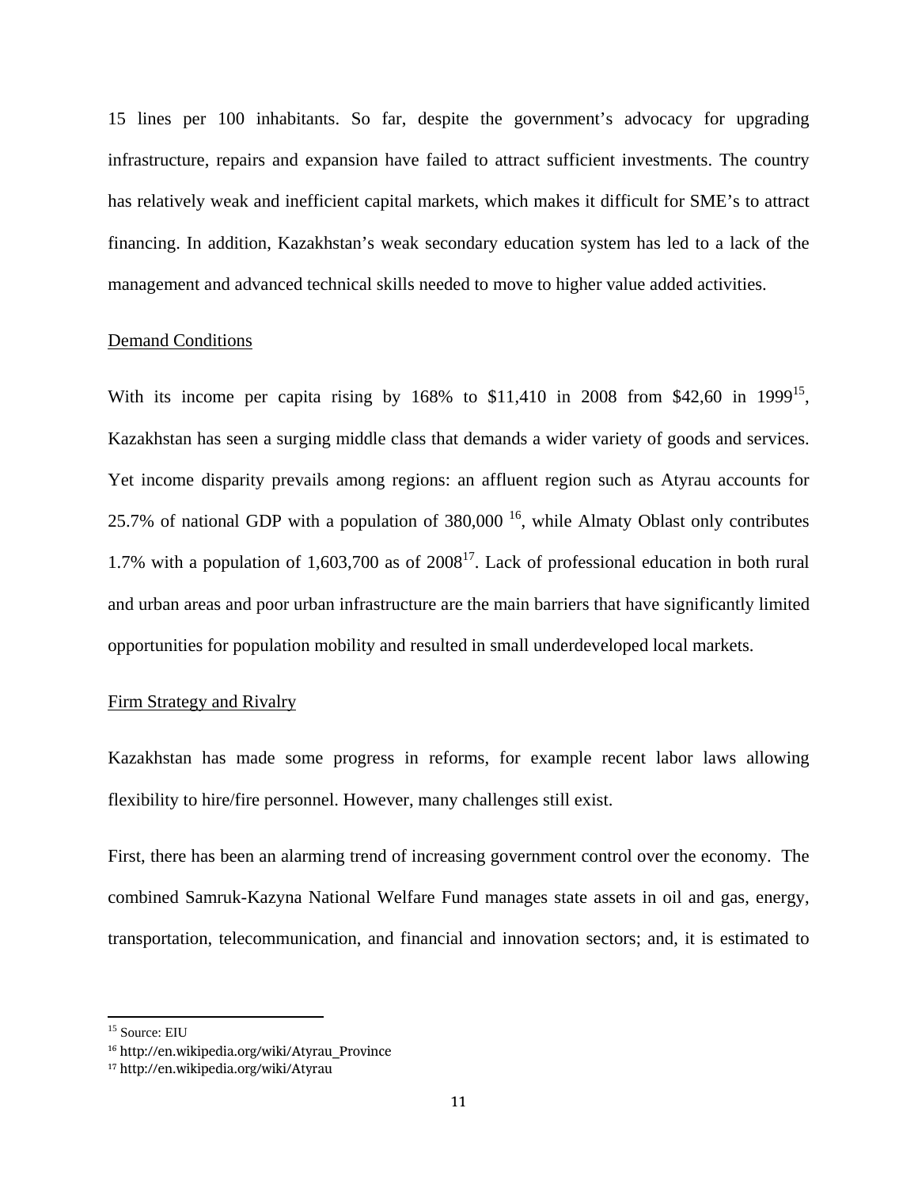15 lines per 100 inhabitants. So far, despite the government's advocacy for upgrading infrastructure, repairs and expansion have failed to attract sufficient investments. The country has relatively weak and inefficient capital markets, which makes it difficult for SME's to attract financing. In addition, Kazakhstan's weak secondary education system has led to a lack of the management and advanced technical skills needed to move to higher value added activities.

Demand Conditions

With its income per capita rising by 168% to $11,410 in 2008 from $42,60 in 1999[15], Kazakhstan has seen a surging middle class that demands a wider variety of goods and services. Yet income disparity prevails among regions: an affluent region such as Atyrau accounts for 25.7% of national GDP with a population of 380,000 [16], while Almaty Oblast only contributes 1.7% with a population of 1,603,700 as of 2008[17]. Lack of professional education in both rural and urban areas and poor urban infrastructure are the main barriers that have significantly limited opportunities for population mobility and resulted in small underdeveloped local markets.

Firm Strategy and Rivalry

Kazakhstan has made some progress in reforms, for example recent labor laws allowing flexibility to hire/fire personnel. However, many challenges still exist.

First, there has been an alarming trend of increasing government control over the economy. The combined Samruk-Kazyna National Welfare Fund manages state assets in oil and gas, energy, transportation, telecommunication, and financial and innovation sectors; and, it is estimated to

[15] Source: EIU

[16] http://en.wikipedia.org/wiki/Atyrau_Province

[17] http://en.wikipedia.org/wiki/Atyrau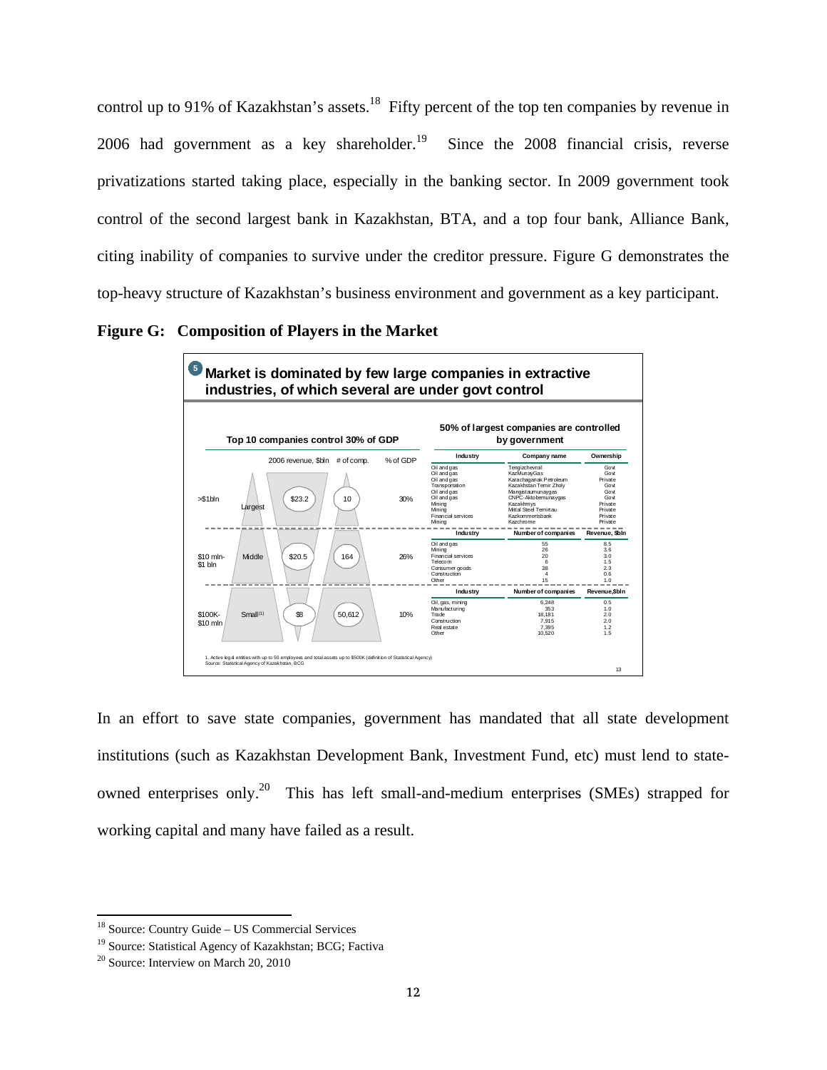control up to 91% of Kazakhstan's assets.[18] Fifty percent of the top ten companies by revenue in 2006 had government as a key shareholder.[19] Since the 2008 financial crisis, reverse privatizations started taking place, especially in the banking sector. In 2009 government took control of the second largest bank in Kazakhstan, BTA, and a top four bank, Alliance Bank, citing inability of companies to survive under the creditor pressure. Figure G demonstrates the top-heavy structure of Kazakhstan's business environment and government as a key participant.

**Figure G: Composition of Players in the Market**

**Market is dominated by few large companies in extractive industries, of which several are under govt control**

**Top 10 companies control 30% of GDP**

| | | 2006 revenue, $bln | # of comp. | % of GDP |
|---|---|---|---|---|
| >$1bln | Largest | $23.2 | 10 | 30% |
| $10 mln-$1 bln | Middle | $20.5 | 164 | 26% |
| $100K-$10 mln | Small(1) | $8 | 50,612 | 10% |

**50% of largest companies are controlled by government**

| Industry | Company name | Ownership |
|---|---|---|
| Oil and gas | Tengizchevroil | Govt |
| Oil and gas | KazMunayGas | Govt |
| Oil and gas | Karachaganak Petroleum | Private |
| Transportation | Kazakhstan Temir Zholy | Govt |
| Oil and gas | Mangistaumunaygas | Govt |
| Oil and gas | CNPC-Aktobemunaygas | Govt |
| Mining | Kazakhmys | Private |
| Mining | Mittal Steel Temirtau | Private |
| Financial services | Kazkommertsbank | Private |
| Mining | Kazchrome | Private |

| Industry | Number of companies | Revenue, $bln |
|---|---|---|
| Oil and gas | 55 | 8.5 |
| Mining | 26 | 3.6 |
| Financial services | 20 | 3.0 |
| Telecom | 6 | 1.5 |
| Consumer goods | 38 | 2.3 |
| Construction | 4 | 0.6 |
| Other | 15 | 1.0 |

| Industry | Number of companies | Revenue,$bln |
|---|---|---|
| Oil, gas, mining | 6,248 | 0.5 |
| Manufacturing | 353 | 1.0 |
| Trade | 18,181 | 2.0 |
| Construction | 7,915 | 2.0 |
| Real estate | 7,395 | 1.2 |
| Other | 10,520 | 1.5 |

1. Active legal entities with up to 50 employees and total assets up to $500K (definition of Statistical Agency)
Source: Statistical Agency of Kazakhstan, BCG

In an effort to save state companies, government has mandated that all state development institutions (such as Kazakhstan Development Bank, Investment Fund, etc) must lend to state-owned enterprises only.[20] This has left small-and-medium enterprises (SMEs) strapped for working capital and many have failed as a result.

[18] Source: Country Guide – US Commercial Services

[19] Source: Statistical Agency of Kazakhstan; BCG; Factiva

[20] Source: Interview on March 20, 2010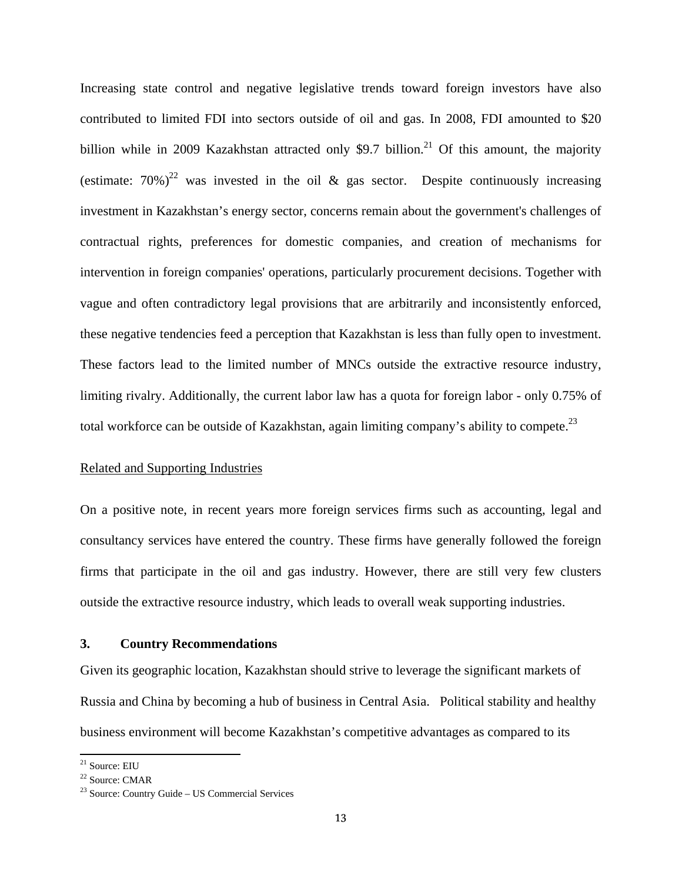Increasing state control and negative legislative trends toward foreign investors have also contributed to limited FDI into sectors outside of oil and gas. In 2008, FDI amounted to $20 billion while in 2009 Kazakhstan attracted only $9.7 billion.[21] Of this amount, the majority (estimate: 70%)[22] was invested in the oil & gas sector. Despite continuously increasing investment in Kazakhstan's energy sector, concerns remain about the government's challenges of contractual rights, preferences for domestic companies, and creation of mechanisms for intervention in foreign companies' operations, particularly procurement decisions. Together with vague and often contradictory legal provisions that are arbitrarily and inconsistently enforced, these negative tendencies feed a perception that Kazakhstan is less than fully open to investment. These factors lead to the limited number of MNCs outside the extractive resource industry, limiting rivalry. Additionally, the current labor law has a quota for foreign labor - only 0.75% of total workforce can be outside of Kazakhstan, again limiting company's ability to compete.[23]

<u>Related and Supporting Industries</u>

On a positive note, in recent years more foreign services firms such as accounting, legal and consultancy services have entered the country. These firms have generally followed the foreign firms that participate in the oil and gas industry. However, there are still very few clusters outside the extractive resource industry, which leads to overall weak supporting industries.

## 3. Country Recommendations

Given its geographic location, Kazakhstan should strive to leverage the significant markets of Russia and China by becoming a hub of business in Central Asia. Political stability and healthy business environment will become Kazakhstan's competitive advantages as compared to its

---

[21] Source: EIU

[22] Source: CMAR

[23] Source: Country Guide – US Commercial Services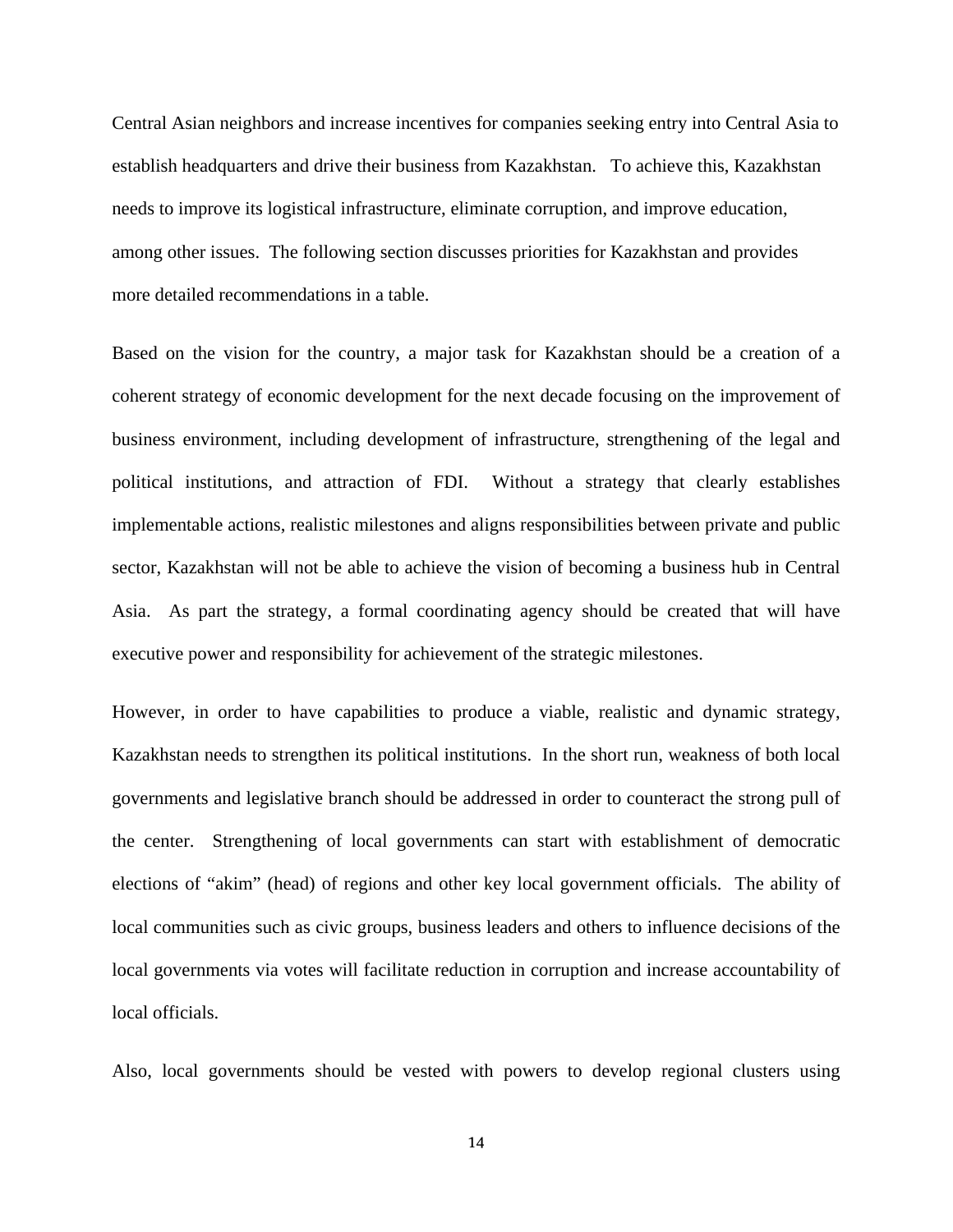Central Asian neighbors and increase incentives for companies seeking entry into Central Asia to establish headquarters and drive their business from Kazakhstan. To achieve this, Kazakhstan needs to improve its logistical infrastructure, eliminate corruption, and improve education, among other issues. The following section discusses priorities for Kazakhstan and provides more detailed recommendations in a table.

Based on the vision for the country, a major task for Kazakhstan should be a creation of a coherent strategy of economic development for the next decade focusing on the improvement of business environment, including development of infrastructure, strengthening of the legal and political institutions, and attraction of FDI. Without a strategy that clearly establishes implementable actions, realistic milestones and aligns responsibilities between private and public sector, Kazakhstan will not be able to achieve the vision of becoming a business hub in Central Asia. As part the strategy, a formal coordinating agency should be created that will have executive power and responsibility for achievement of the strategic milestones.

However, in order to have capabilities to produce a viable, realistic and dynamic strategy, Kazakhstan needs to strengthen its political institutions. In the short run, weakness of both local governments and legislative branch should be addressed in order to counteract the strong pull of the center. Strengthening of local governments can start with establishment of democratic elections of "akim" (head) of regions and other key local government officials. The ability of local communities such as civic groups, business leaders and others to influence decisions of the local governments via votes will facilitate reduction in corruption and increase accountability of local officials.

Also, local governments should be vested with powers to develop regional clusters using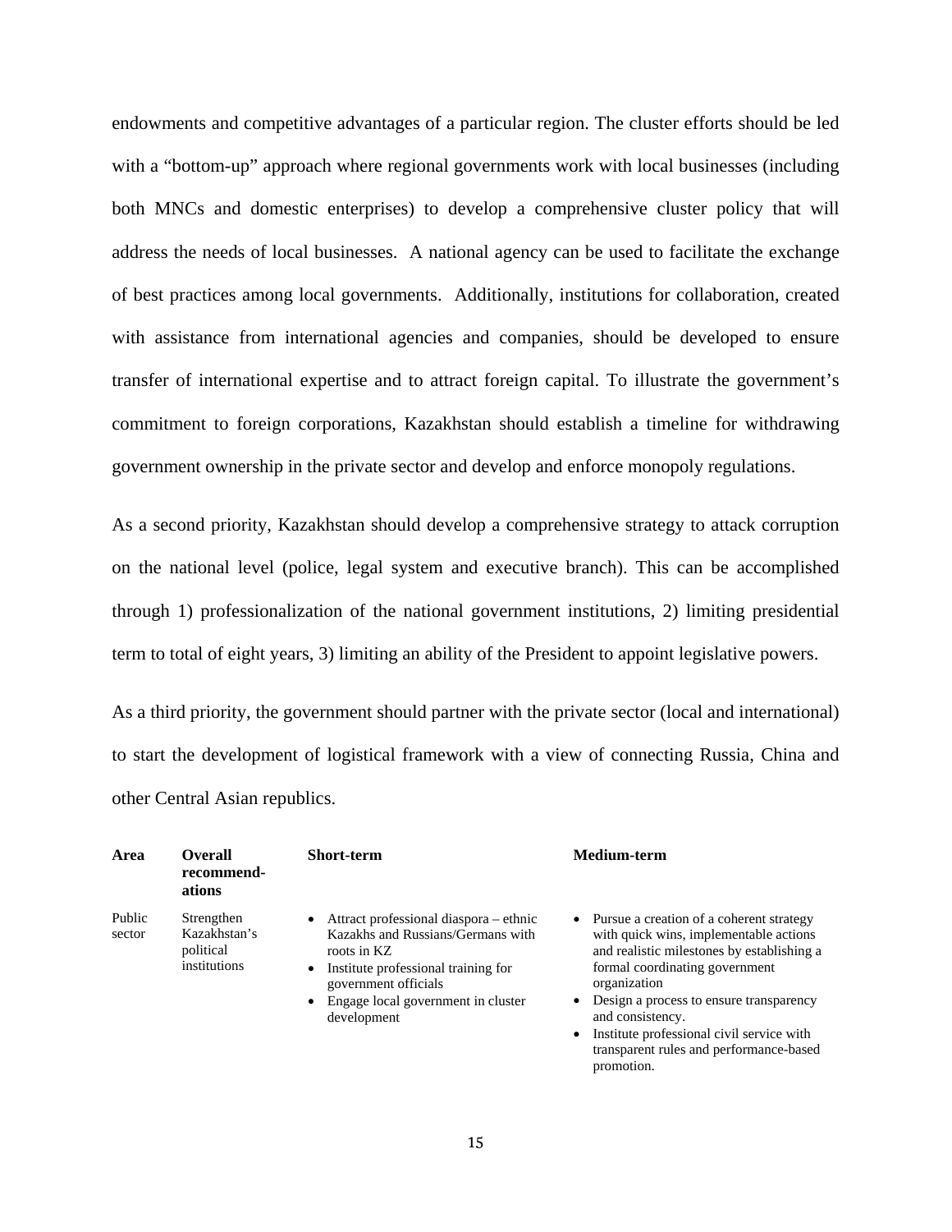endowments and competitive advantages of a particular region. The cluster efforts should be led with a "bottom-up" approach where regional governments work with local businesses (including both MNCs and domestic enterprises) to develop a comprehensive cluster policy that will address the needs of local businesses. A national agency can be used to facilitate the exchange of best practices among local governments. Additionally, institutions for collaboration, created with assistance from international agencies and companies, should be developed to ensure transfer of international expertise and to attract foreign capital. To illustrate the government's commitment to foreign corporations, Kazakhstan should establish a timeline for withdrawing government ownership in the private sector and develop and enforce monopoly regulations.

As a second priority, Kazakhstan should develop a comprehensive strategy to attack corruption on the national level (police, legal system and executive branch). This can be accomplished through 1) professionalization of the national government institutions, 2) limiting presidential term to total of eight years, 3) limiting an ability of the President to appoint legislative powers.

As a third priority, the government should partner with the private sector (local and international) to start the development of logistical framework with a view of connecting Russia, China and other Central Asian republics.

| **Area** | **Overall recommend-ations** | **Short-term** | **Medium-term** |
|---|---|---|---|
| Public sector | Strengthen Kazakhstan's political institutions | • Attract professional diaspora – ethnic Kazakhs and Russians/Germans with roots in KZ<br>• Institute professional training for government officials<br>• Engage local government in cluster development | • Pursue a creation of a coherent strategy with quick wins, implementable actions and realistic milestones by establishing a formal coordinating government organization<br>• Design a process to ensure transparency and consistency.<br>• Institute professional civil service with transparent rules and performance-based promotion. |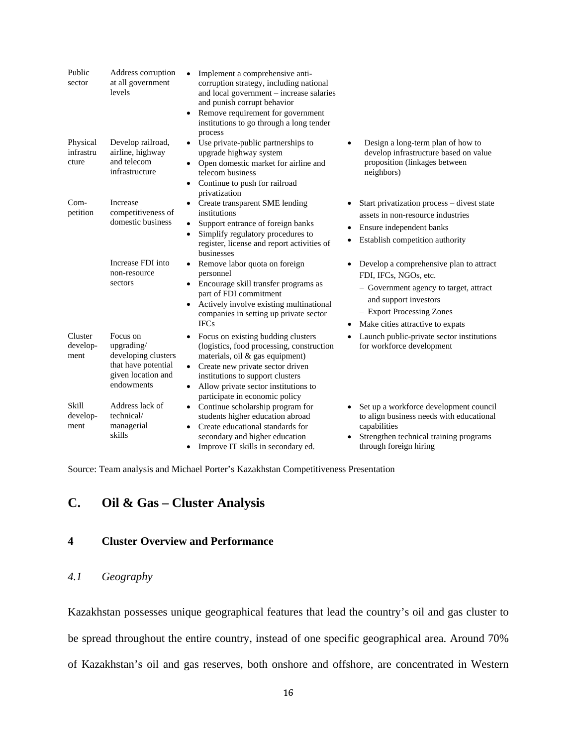| | | | |
|---|---|---|---|
| Public sector | Address corruption at all government levels | • Implement a comprehensive anti-corruption strategy, including national and local government – increase salaries and punish corrupt behavior<br>• Remove requirement for government institutions to go through a long tender process | |
| Physical infrastructure | Develop railroad, airline, highway and telecom infrastructure | • Use private-public partnerships to upgrade highway system<br>• Open domestic market for airline and telecom business<br>• Continue to push for railroad privatization | • Design a long-term plan of how to develop infrastructure based on value proposition (linkages between neighbors) |
| Competition | Increase competitiveness of domestic business | • Create transparent SME lending institutions<br>• Support entrance of foreign banks<br>• Simplify regulatory procedures to register, license and report activities of businesses | • Start privatization process – divest state assets in non-resource industries<br>• Ensure independent banks<br>• Establish competition authority |
| | Increase FDI into non-resource sectors | • Remove labor quota on foreign personnel<br>• Encourage skill transfer programs as part of FDI commitment<br>• Actively involve existing multinational companies in setting up private sector IFCs | • Develop a comprehensive plan to attract FDI, IFCs, NGOs, etc.<br>– Government agency to target, attract and support investors<br>– Export Processing Zones<br>• Make cities attractive to expats |
| Cluster development | Focus on upgrading/ developing clusters that have potential given location and endowments | • Focus on existing budding clusters (logistics, food processing, construction materials, oil & gas equipment)<br>• Create new private sector driven institutions to support clusters<br>• Allow private sector institutions to participate in economic policy | • Launch public-private sector institutions for workforce development |
| Skill development | Address lack of technical/ managerial skills | • Continue scholarship program for students higher education abroad<br>• Create educational standards for secondary and higher education<br>• Improve IT skills in secondary ed. | • Set up a workforce development council to align business needs with educational capabilities<br>• Strengthen technical training programs through foreign hiring |

Source: Team analysis and Michael Porter's Kazakhstan Competitiveness Presentation

# C. Oil & Gas – Cluster Analysis

## 4 Cluster Overview and Performance

### *4.1 Geography*

Kazakhstan possesses unique geographical features that lead the country's oil and gas cluster to be spread throughout the entire country, instead of one specific geographical area. Around 70% of Kazakhstan's oil and gas reserves, both onshore and offshore, are concentrated in Western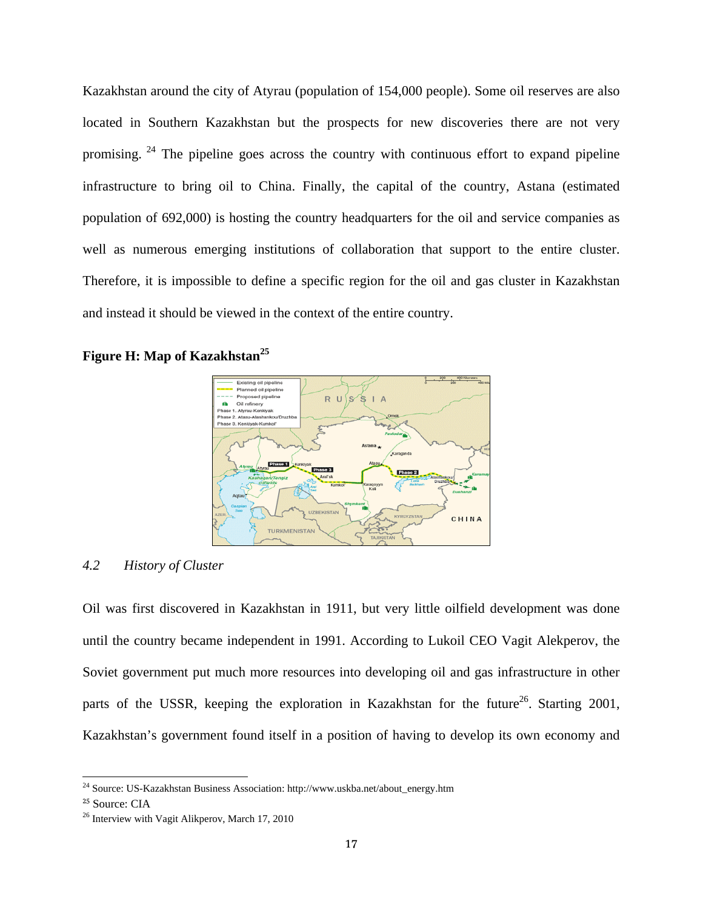Kazakhstan around the city of Atyrau (population of 154,000 people). Some oil reserves are also located in Southern Kazakhstan but the prospects for new discoveries there are not very promising. [24] The pipeline goes across the country with continuous effort to expand pipeline infrastructure to bring oil to China. Finally, the capital of the country, Astana (estimated population of 692,000) is hosting the country headquarters for the oil and service companies as well as numerous emerging institutions of collaboration that support to the entire cluster. Therefore, it is impossible to define a specific region for the oil and gas cluster in Kazakhstan and instead it should be viewed in the context of the entire country.

**Figure H: Map of Kazakhstan[25]**

### *4.2 History of Cluster*

Oil was first discovered in Kazakhstan in 1911, but very little oilfield development was done until the country became independent in 1991. According to Lukoil CEO Vagit Alekperov, the Soviet government put much more resources into developing oil and gas infrastructure in other parts of the USSR, keeping the exploration in Kazakhstan for the future[26]. Starting 2001, Kazakhstan's government found itself in a position of having to develop its own economy and

---

[24] Source: US-Kazakhstan Business Association: http://www.uskba.net/about_energy.htm

[25] Source: CIA

[26] Interview with Vagit Alikperov, March 17, 2010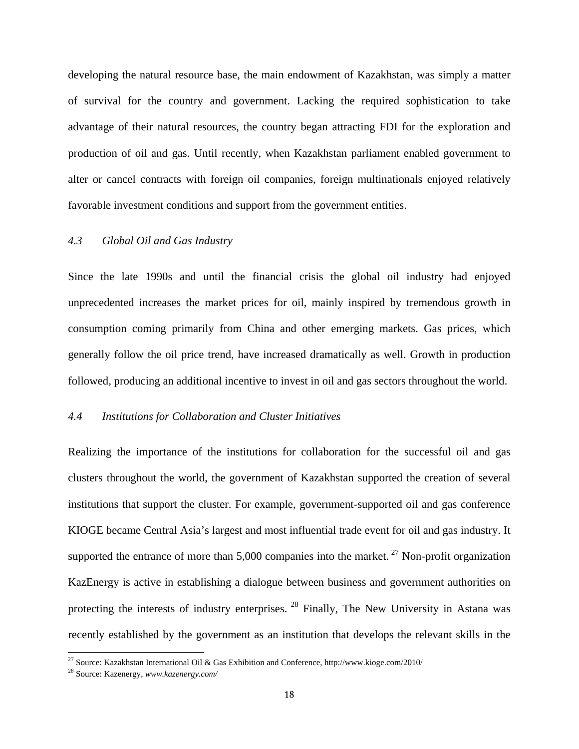developing the natural resource base, the main endowment of Kazakhstan, was simply a matter of survival for the country and government. Lacking the required sophistication to take advantage of their natural resources, the country began attracting FDI for the exploration and production of oil and gas. Until recently, when Kazakhstan parliament enabled government to alter or cancel contracts with foreign oil companies, foreign multinationals enjoyed relatively favorable investment conditions and support from the government entities.

### *4.3 Global Oil and Gas Industry*

Since the late 1990s and until the financial crisis the global oil industry had enjoyed unprecedented increases the market prices for oil, mainly inspired by tremendous growth in consumption coming primarily from China and other emerging markets. Gas prices, which generally follow the oil price trend, have increased dramatically as well. Growth in production followed, producing an additional incentive to invest in oil and gas sectors throughout the world.

### *4.4 Institutions for Collaboration and Cluster Initiatives*

Realizing the importance of the institutions for collaboration for the successful oil and gas clusters throughout the world, the government of Kazakhstan supported the creation of several institutions that support the cluster. For example, government-supported oil and gas conference KIOGE became Central Asia's largest and most influential trade event for oil and gas industry. It supported the entrance of more than 5,000 companies into the market. [27] Non-profit organization KazEnergy is active in establishing a dialogue between business and government authorities on protecting the interests of industry enterprises. [28] Finally, The New University in Astana was recently established by the government as an institution that develops the relevant skills in the

---

[27] Source: Kazakhstan International Oil & Gas Exhibition and Conference, http://www.kioge.com/2010/

[28] Source: Kazenergy, *www.kazenergy.com/*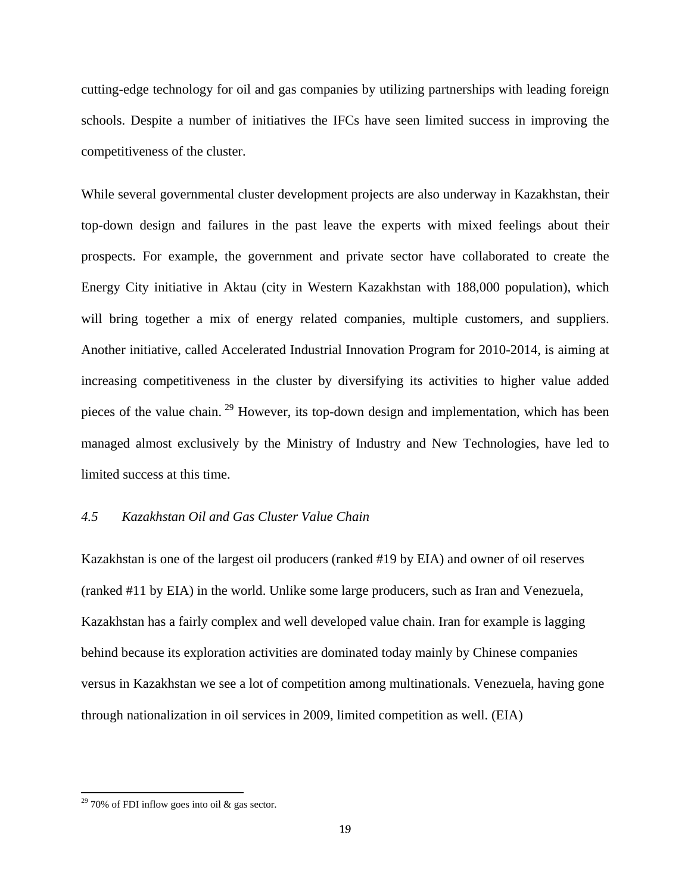cutting-edge technology for oil and gas companies by utilizing partnerships with leading foreign schools. Despite a number of initiatives the IFCs have seen limited success in improving the competitiveness of the cluster.

While several governmental cluster development projects are also underway in Kazakhstan, their top-down design and failures in the past leave the experts with mixed feelings about their prospects. For example, the government and private sector have collaborated to create the Energy City initiative in Aktau (city in Western Kazakhstan with 188,000 population), which will bring together a mix of energy related companies, multiple customers, and suppliers. Another initiative, called Accelerated Industrial Innovation Program for 2010-2014, is aiming at increasing competitiveness in the cluster by diversifying its activities to higher value added pieces of the value chain.[29] However, its top-down design and implementation, which has been managed almost exclusively by the Ministry of Industry and New Technologies, have led to limited success at this time.

### *4.5 Kazakhstan Oil and Gas Cluster Value Chain*

Kazakhstan is one of the largest oil producers (ranked #19 by EIA) and owner of oil reserves (ranked #11 by EIA) in the world. Unlike some large producers, such as Iran and Venezuela, Kazakhstan has a fairly complex and well developed value chain. Iran for example is lagging behind because its exploration activities are dominated today mainly by Chinese companies versus in Kazakhstan we see a lot of competition among multinationals. Venezuela, having gone through nationalization in oil services in 2009, limited competition as well. (EIA)

[29] 70% of FDI inflow goes into oil & gas sector.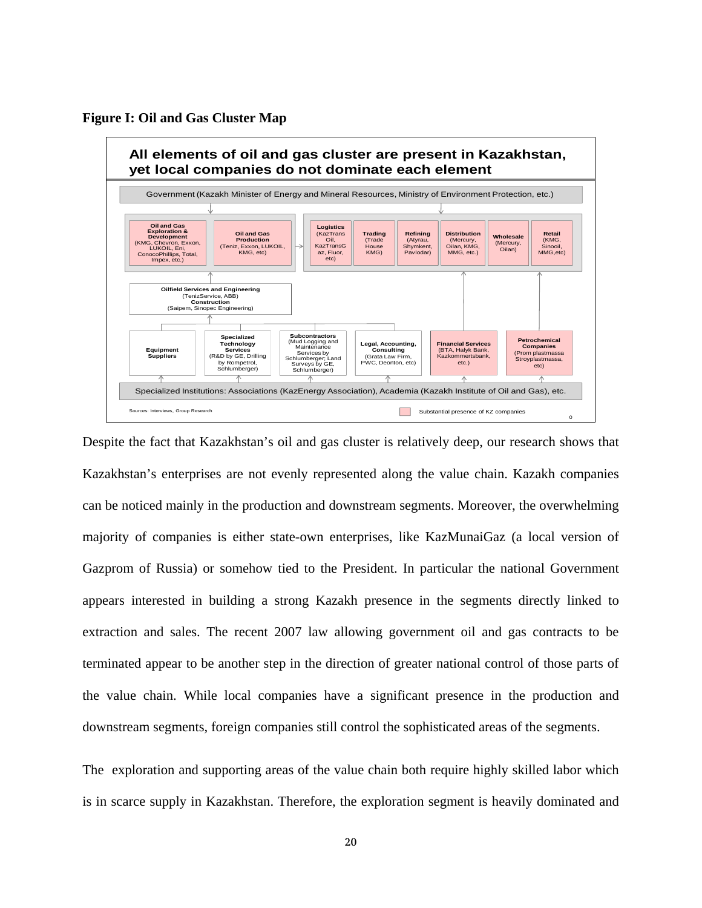**Figure I: Oil and Gas Cluster Map**

**All elements of oil and gas cluster are present in Kazakhstan, yet local companies do not dominate each element**

Government (Kazakh Minister of Energy and Mineral Resources, Ministry of Environment Protection, etc.)

**Oil and Gas Exploration & Development** (KMG, Chevron, Exxon, LUKOIL, Eni, ConocoPhillips, Total, Impex, etc.)

**Oil and Gas Production** (Teniz, Exxon, LUKOIL, KMG, etc)

**Logistics** (KazTrans Oil, KazTransGaz, Fluor, etc)

**Trading** (Trade House KMG)

**Refining** (Atyrau, Shymkent, Pavlodar)

**Distribution** (Mercury, Oilan, KMG, MMG, etc.)

**Wholesale** (Mercury, Oilan)

**Retail** (KMG, Sinooil, MMG,etc)

**Oilfield Services and Engineering** (TenizService, ABB)
**Construction** (Saipem, Sinopec Engineering)

**Equipment Suppliers**

**Specialized Technology Services** (R&D by GE, Drilling by Rompetrol, Schlumberger)

**Subcontractors** (Mud Logging and Maintenance Services by Schlumberger; Land Surveys by GE, Schlumberger)

**Legal, Accounting, Consulting** (Grata Law Firm, PWC, Deonton, etc)

**Financial Services** (BTA, Halyk Bank, Kazkommertsbank, etc.)

**Petrochemical Companies** (Prom plastmassa Stroyplastmassa, etc)

Specialized Institutions: Associations (KazEnergy Association), Academia (Kazakh Institute of Oil and Gas), etc.

Sources: Interviews, Group Research

Substantial presence of KZ companies

Despite the fact that Kazakhstan's oil and gas cluster is relatively deep, our research shows that Kazakhstan's enterprises are not evenly represented along the value chain. Kazakh companies can be noticed mainly in the production and downstream segments. Moreover, the overwhelming majority of companies is either state-own enterprises, like KazMunaiGaz (a local version of Gazprom of Russia) or somehow tied to the President. In particular the national Government appears interested in building a strong Kazakh presence in the segments directly linked to extraction and sales. The recent 2007 law allowing government oil and gas contracts to be terminated appear to be another step in the direction of greater national control of those parts of the value chain. While local companies have a significant presence in the production and downstream segments, foreign companies still control the sophisticated areas of the segments.

The exploration and supporting areas of the value chain both require highly skilled labor which is in scarce supply in Kazakhstan. Therefore, the exploration segment is heavily dominated and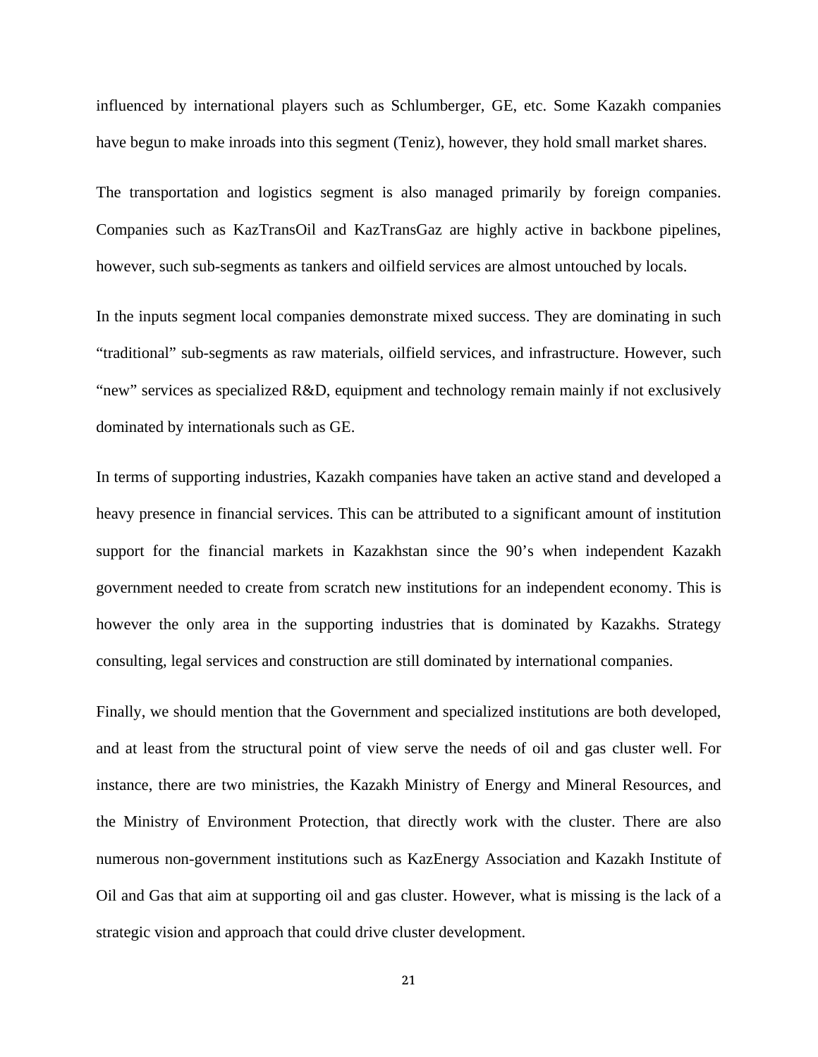influenced by international players such as Schlumberger, GE, etc. Some Kazakh companies have begun to make inroads into this segment (Teniz), however, they hold small market shares.

The transportation and logistics segment is also managed primarily by foreign companies. Companies such as KazTransOil and KazTransGaz are highly active in backbone pipelines, however, such sub-segments as tankers and oilfield services are almost untouched by locals.

In the inputs segment local companies demonstrate mixed success. They are dominating in such "traditional" sub-segments as raw materials, oilfield services, and infrastructure. However, such "new" services as specialized R&D, equipment and technology remain mainly if not exclusively dominated by internationals such as GE.

In terms of supporting industries, Kazakh companies have taken an active stand and developed a heavy presence in financial services. This can be attributed to a significant amount of institution support for the financial markets in Kazakhstan since the 90's when independent Kazakh government needed to create from scratch new institutions for an independent economy. This is however the only area in the supporting industries that is dominated by Kazakhs. Strategy consulting, legal services and construction are still dominated by international companies.

Finally, we should mention that the Government and specialized institutions are both developed, and at least from the structural point of view serve the needs of oil and gas cluster well. For instance, there are two ministries, the Kazakh Ministry of Energy and Mineral Resources, and the Ministry of Environment Protection, that directly work with the cluster. There are also numerous non-government institutions such as KazEnergy Association and Kazakh Institute of Oil and Gas that aim at supporting oil and gas cluster. However, what is missing is the lack of a strategic vision and approach that could drive cluster development.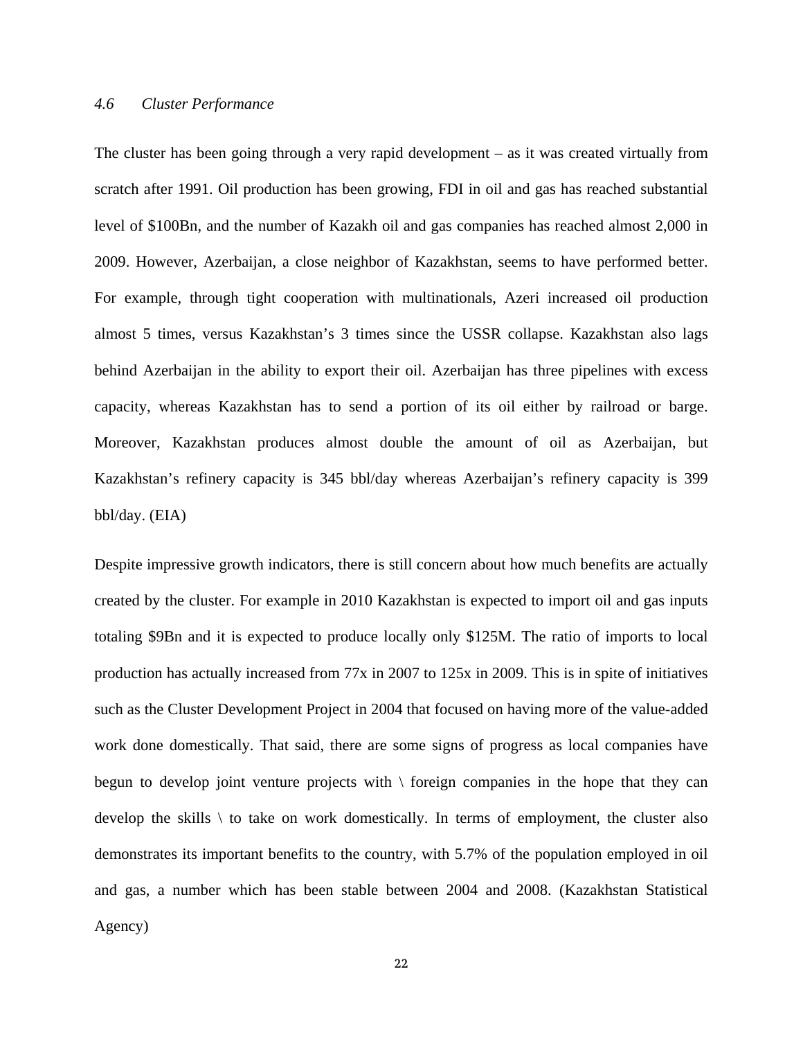### *4.6 Cluster Performance*

The cluster has been going through a very rapid development – as it was created virtually from scratch after 1991. Oil production has been growing, FDI in oil and gas has reached substantial level of $100Bn, and the number of Kazakh oil and gas companies has reached almost 2,000 in 2009. However, Azerbaijan, a close neighbor of Kazakhstan, seems to have performed better. For example, through tight cooperation with multinationals, Azeri increased oil production almost 5 times, versus Kazakhstan's 3 times since the USSR collapse. Kazakhstan also lags behind Azerbaijan in the ability to export their oil. Azerbaijan has three pipelines with excess capacity, whereas Kazakhstan has to send a portion of its oil either by railroad or barge. Moreover, Kazakhstan produces almost double the amount of oil as Azerbaijan, but Kazakhstan's refinery capacity is 345 bbl/day whereas Azerbaijan's refinery capacity is 399 bbl/day. (EIA)

Despite impressive growth indicators, there is still concern about how much benefits are actually created by the cluster. For example in 2010 Kazakhstan is expected to import oil and gas inputs totaling $9Bn and it is expected to produce locally only $125M. The ratio of imports to local production has actually increased from 77x in 2007 to 125x in 2009. This is in spite of initiatives such as the Cluster Development Project in 2004 that focused on having more of the value-added work done domestically. That said, there are some signs of progress as local companies have begun to develop joint venture projects with \ foreign companies in the hope that they can develop the skills \ to take on work domestically. In terms of employment, the cluster also demonstrates its important benefits to the country, with 5.7% of the population employed in oil and gas, a number which has been stable between 2004 and 2008. (Kazakhstan Statistical Agency)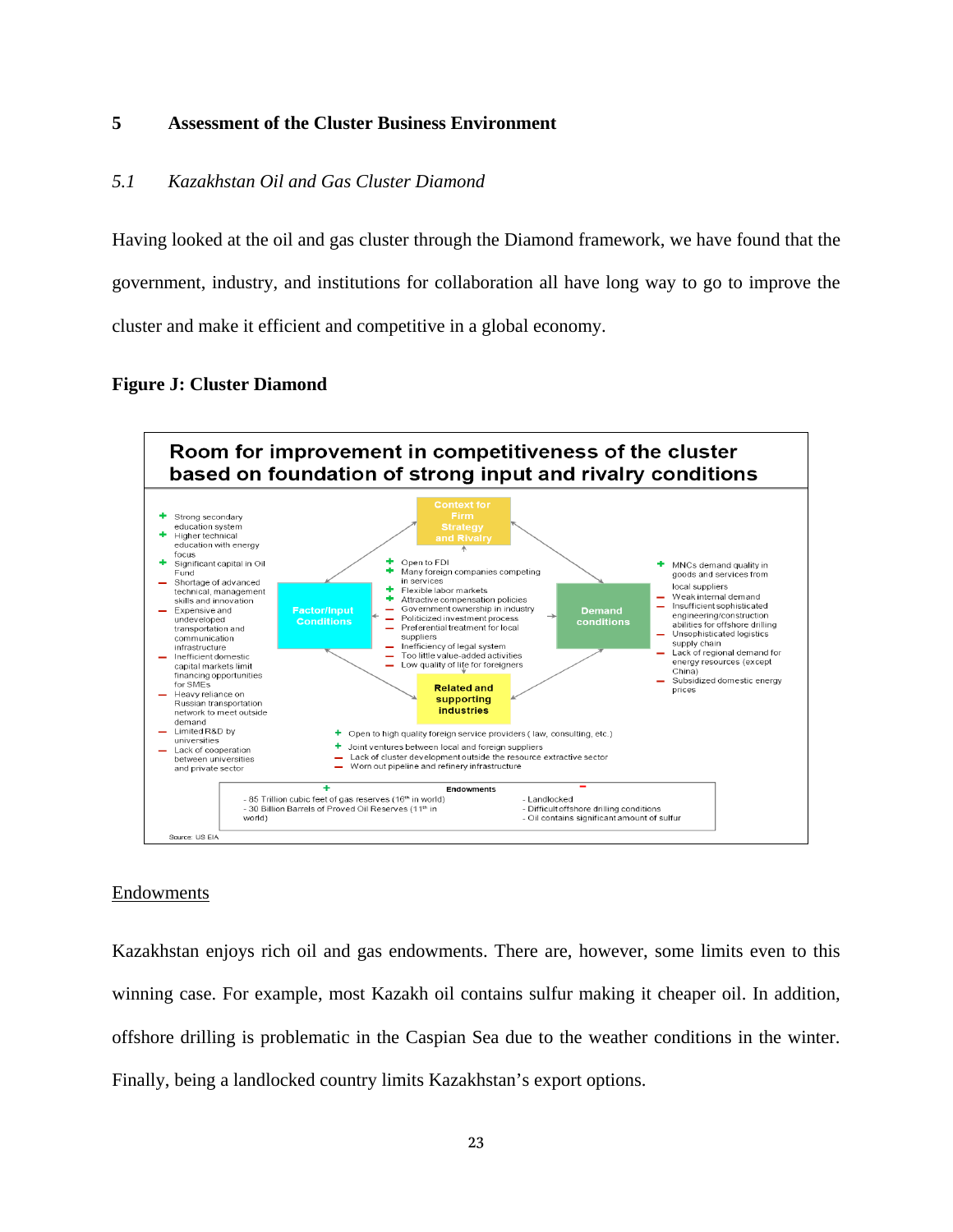## 5 Assessment of the Cluster Business Environment

### *5.1 Kazakhstan Oil and Gas Cluster Diamond*

Having looked at the oil and gas cluster through the Diamond framework, we have found that the government, industry, and institutions for collaboration all have long way to go to improve the cluster and make it efficient and competitive in a global economy.

**Figure J: Cluster Diamond**

**Room for improvement in competitiveness of the cluster based on foundation of strong input and rivalry conditions**

**Factor/Input Conditions**

- \+ Strong secondary education system
- \+ Higher technical education with energy focus
- \+ Significant capital in Oil Fund
- – Shortage of advanced technical, management skills and innovation
- – Expensive and undeveloped transportation and communication infrastructure
- – Inefficient domestic capital markets limit financing opportunities for SMEs
- – Heavy reliance on Russian transportation network to meet outside demand
- – Limited R&D by universities
- – Lack of cooperation between universities and private sector

**Context for Firm Strategy and Rivalry**

- \+ Open to FDI
- \+ Many foreign companies competing in services
- \+ Flexible labor markets
- \+ Attractive compensation policies
- – Government ownership in industry
- – Politicized investment process
- – Preferential treatment for local suppliers
- – Inefficiency of legal system
- – Too little value-added activities
- – Low quality of life for foreigners

**Demand conditions**

- \+ MNCs demand quality in goods and services from local suppliers
- – Weak internal demand
- – Insufficient sophisticated engineering/construction abilities for offshore drilling
- – Unsophisticated logistics supply chain
- – Lack of regional demand for energy resources (except China)
- – Subsidized domestic energy prices

**Related and supporting industries**

- \+ Open to high quality foreign service providers ( law, consulting, etc.)
- \+ Joint ventures between local and foreign suppliers
- – Lack of cluster development outside the resource extractive sector
- – Worn out pipeline and refinery infrastructure

**Endowments**

| + | – |
|---|---|
| - 85 Trillion cubic feet of gas reserves (16th in world) | - Landlocked |
| - 30 Billion Barrels of Proved Oil Reserves (11th in world) | - Difficult offshore drilling conditions |
| | - Oil contains significant amount of sulfur |

Source: US EIA

<u>Endowments</u>

Kazakhstan enjoys rich oil and gas endowments. There are, however, some limits even to this winning case. For example, most Kazakh oil contains sulfur making it cheaper oil. In addition, offshore drilling is problematic in the Caspian Sea due to the weather conditions in the winter. Finally, being a landlocked country limits Kazakhstan's export options.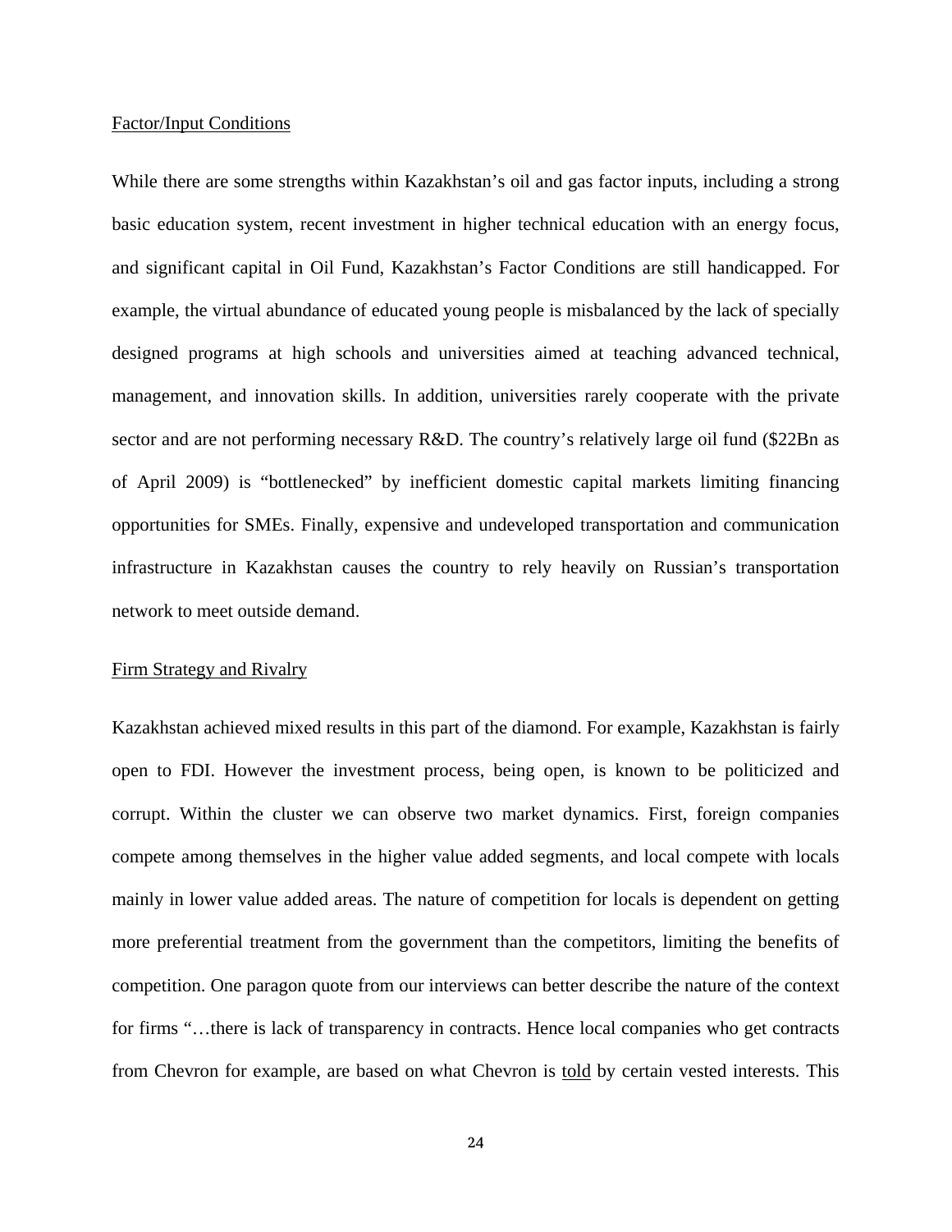<u>Factor/Input Conditions</u>

While there are some strengths within Kazakhstan's oil and gas factor inputs, including a strong basic education system, recent investment in higher technical education with an energy focus, and significant capital in Oil Fund, Kazakhstan's Factor Conditions are still handicapped. For example, the virtual abundance of educated young people is misbalanced by the lack of specially designed programs at high schools and universities aimed at teaching advanced technical, management, and innovation skills. In addition, universities rarely cooperate with the private sector and are not performing necessary R&D. The country's relatively large oil fund ($22Bn as of April 2009) is "bottlenecked" by inefficient domestic capital markets limiting financing opportunities for SMEs. Finally, expensive and undeveloped transportation and communication infrastructure in Kazakhstan causes the country to rely heavily on Russian's transportation network to meet outside demand.

<u>Firm Strategy and Rivalry</u>

Kazakhstan achieved mixed results in this part of the diamond. For example, Kazakhstan is fairly open to FDI. However the investment process, being open, is known to be politicized and corrupt. Within the cluster we can observe two market dynamics. First, foreign companies compete among themselves in the higher value added segments, and local compete with locals mainly in lower value added areas. The nature of competition for locals is dependent on getting more preferential treatment from the government than the competitors, limiting the benefits of competition. One paragon quote from our interviews can better describe the nature of the context for firms "…there is lack of transparency in contracts. Hence local companies who get contracts from Chevron for example, are based on what Chevron is <u>told</u> by certain vested interests. This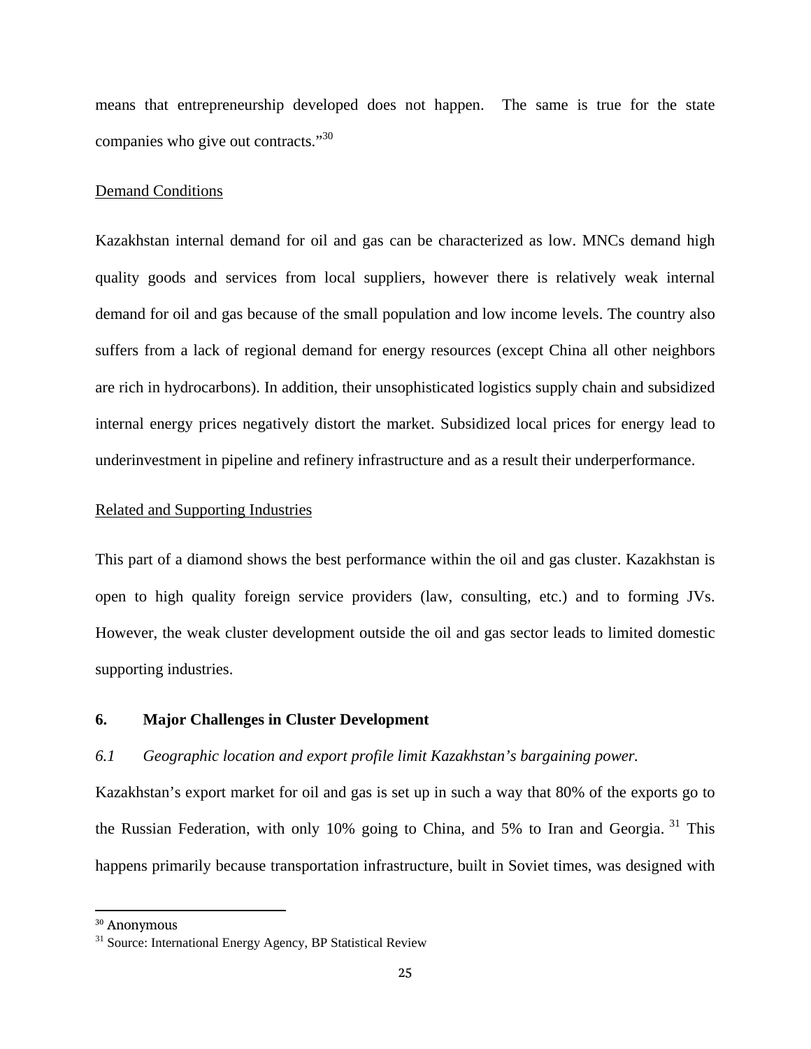means that entrepreneurship developed does not happen. The same is true for the state companies who give out contracts."[30]

Demand Conditions

Kazakhstan internal demand for oil and gas can be characterized as low. MNCs demand high quality goods and services from local suppliers, however there is relatively weak internal demand for oil and gas because of the small population and low income levels. The country also suffers from a lack of regional demand for energy resources (except China all other neighbors are rich in hydrocarbons). In addition, their unsophisticated logistics supply chain and subsidized internal energy prices negatively distort the market. Subsidized local prices for energy lead to underinvestment in pipeline and refinery infrastructure and as a result their underperformance.

Related and Supporting Industries

This part of a diamond shows the best performance within the oil and gas cluster. Kazakhstan is open to high quality foreign service providers (law, consulting, etc.) and to forming JVs. However, the weak cluster development outside the oil and gas sector leads to limited domestic supporting industries.

## 6. Major Challenges in Cluster Development

### *6.1 Geographic location and export profile limit Kazakhstan's bargaining power.*

Kazakhstan's export market for oil and gas is set up in such a way that 80% of the exports go to the Russian Federation, with only 10% going to China, and 5% to Iran and Georgia.[31] This happens primarily because transportation infrastructure, built in Soviet times, was designed with

---

[30] Anonymous

[31] Source: International Energy Agency, BP Statistical Review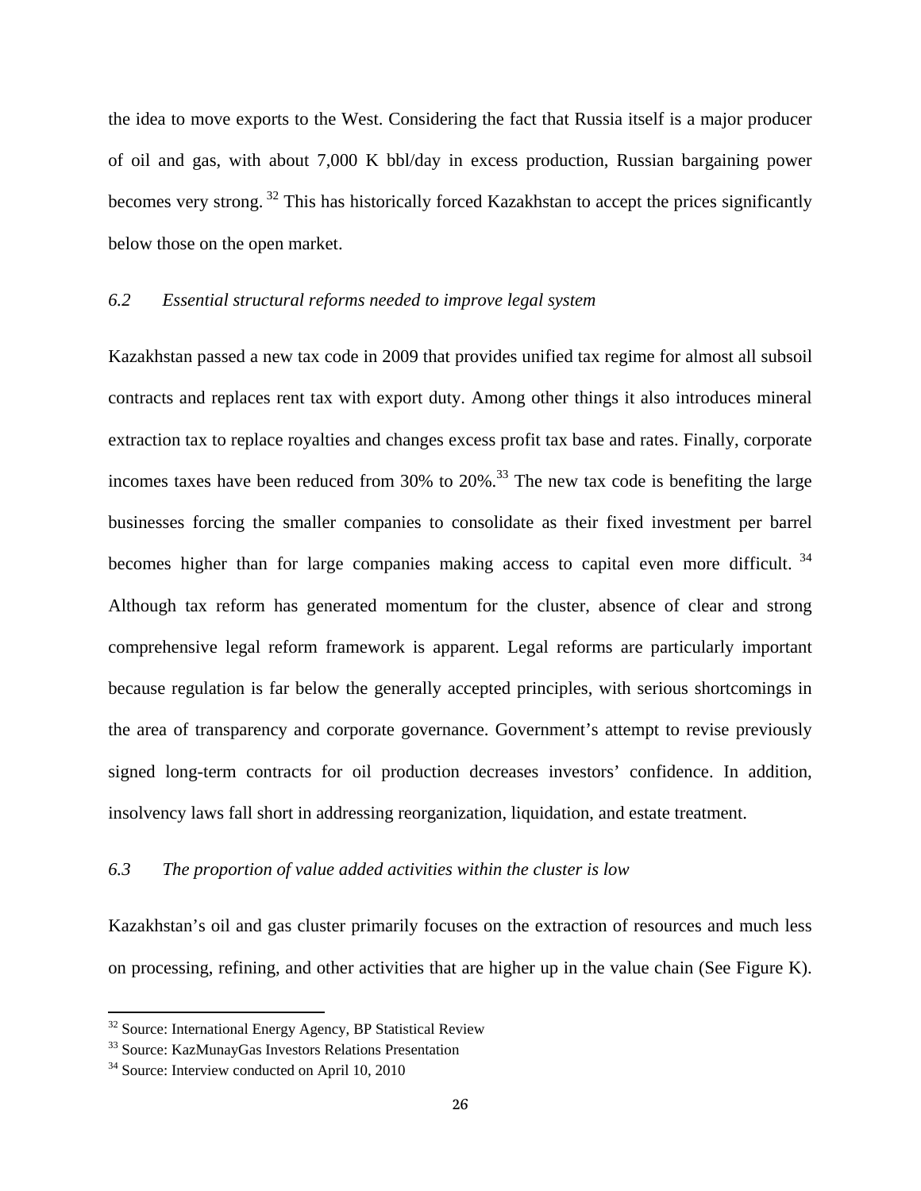the idea to move exports to the West. Considering the fact that Russia itself is a major producer of oil and gas, with about 7,000 K bbl/day in excess production, Russian bargaining power becomes very strong. [32] This has historically forced Kazakhstan to accept the prices significantly below those on the open market.

### *6.2 Essential structural reforms needed to improve legal system*

Kazakhstan passed a new tax code in 2009 that provides unified tax regime for almost all subsoil contracts and replaces rent tax with export duty. Among other things it also introduces mineral extraction tax to replace royalties and changes excess profit tax base and rates. Finally, corporate incomes taxes have been reduced from 30% to 20%.[33] The new tax code is benefiting the large businesses forcing the smaller companies to consolidate as their fixed investment per barrel becomes higher than for large companies making access to capital even more difficult. [34] Although tax reform has generated momentum for the cluster, absence of clear and strong comprehensive legal reform framework is apparent. Legal reforms are particularly important because regulation is far below the generally accepted principles, with serious shortcomings in the area of transparency and corporate governance. Government's attempt to revise previously signed long-term contracts for oil production decreases investors' confidence. In addition, insolvency laws fall short in addressing reorganization, liquidation, and estate treatment.

### *6.3 The proportion of value added activities within the cluster is low*

Kazakhstan's oil and gas cluster primarily focuses on the extraction of resources and much less on processing, refining, and other activities that are higher up in the value chain (See Figure K).

---

[32] Source: International Energy Agency, BP Statistical Review

[33] Source: KazMunayGas Investors Relations Presentation

[34] Source: Interview conducted on April 10, 2010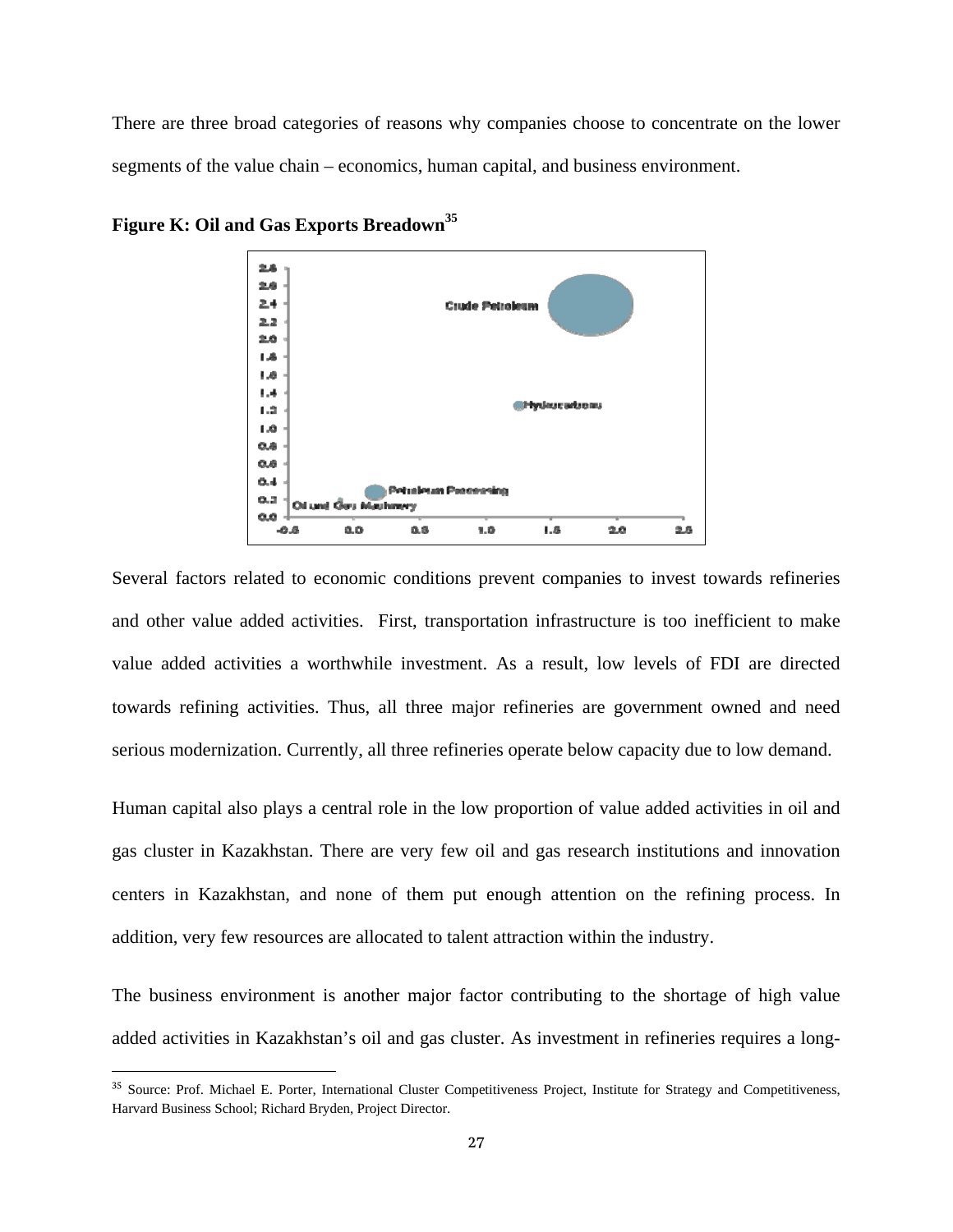There are three broad categories of reasons why companies choose to concentrate on the lower segments of the value chain – economics, human capital, and business environment.

**Figure K: Oil and Gas Exports Breadown[35]**

Several factors related to economic conditions prevent companies to invest towards refineries and other value added activities. First, transportation infrastructure is too inefficient to make value added activities a worthwhile investment. As a result, low levels of FDI are directed towards refining activities. Thus, all three major refineries are government owned and need serious modernization. Currently, all three refineries operate below capacity due to low demand.

Human capital also plays a central role in the low proportion of value added activities in oil and gas cluster in Kazakhstan. There are very few oil and gas research institutions and innovation centers in Kazakhstan, and none of them put enough attention on the refining process. In addition, very few resources are allocated to talent attraction within the industry.

The business environment is another major factor contributing to the shortage of high value added activities in Kazakhstan's oil and gas cluster. As investment in refineries requires a long-

[35] Source: Prof. Michael E. Porter, International Cluster Competitiveness Project, Institute for Strategy and Competitiveness, Harvard Business School; Richard Bryden, Project Director.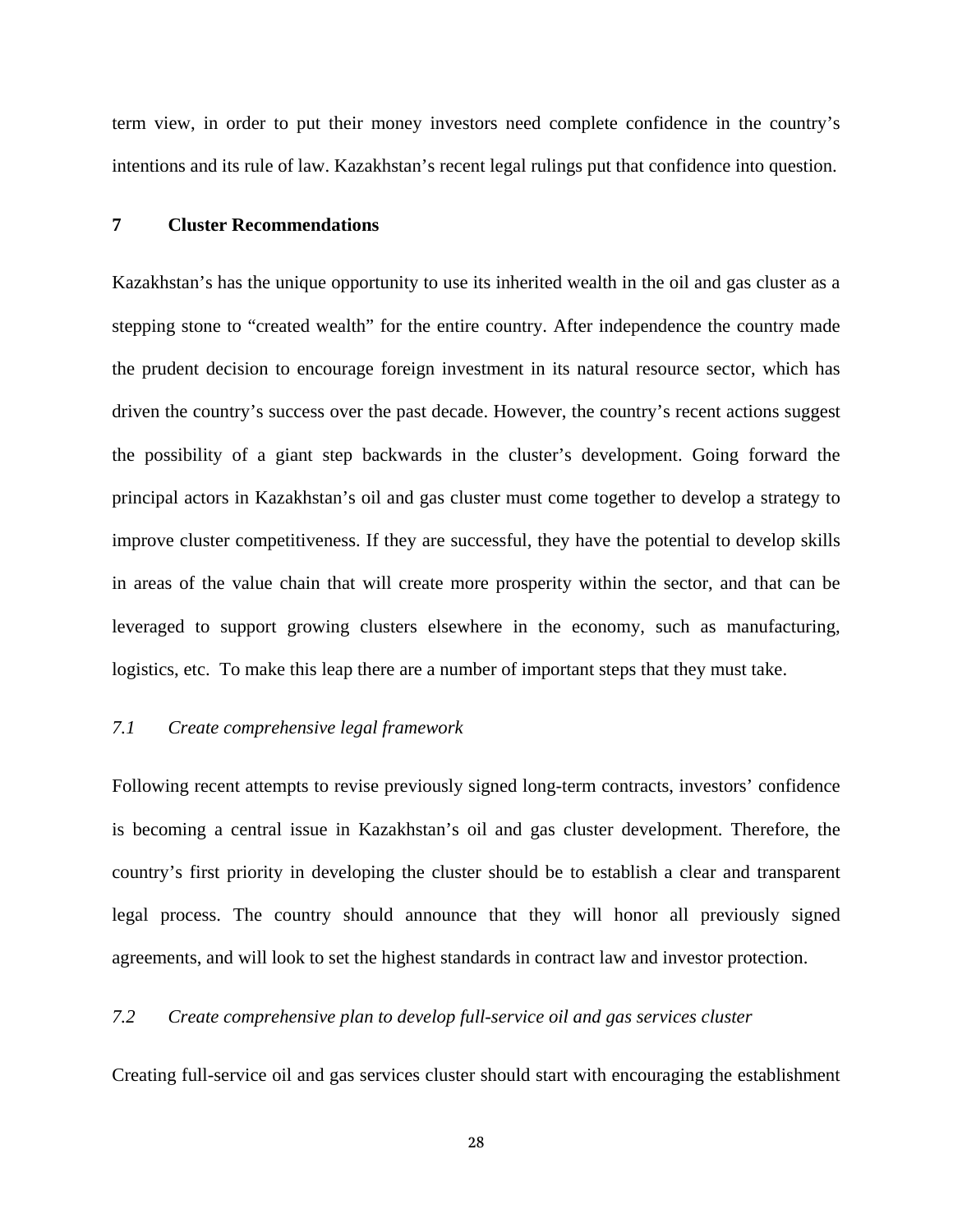term view, in order to put their money investors need complete confidence in the country's intentions and its rule of law. Kazakhstan's recent legal rulings put that confidence into question.

## 7 Cluster Recommendations

Kazakhstan's has the unique opportunity to use its inherited wealth in the oil and gas cluster as a stepping stone to "created wealth" for the entire country. After independence the country made the prudent decision to encourage foreign investment in its natural resource sector, which has driven the country's success over the past decade. However, the country's recent actions suggest the possibility of a giant step backwards in the cluster's development. Going forward the principal actors in Kazakhstan's oil and gas cluster must come together to develop a strategy to improve cluster competitiveness. If they are successful, they have the potential to develop skills in areas of the value chain that will create more prosperity within the sector, and that can be leveraged to support growing clusters elsewhere in the economy, such as manufacturing, logistics, etc. To make this leap there are a number of important steps that they must take.

### *7.1 Create comprehensive legal framework*

Following recent attempts to revise previously signed long-term contracts, investors' confidence is becoming a central issue in Kazakhstan's oil and gas cluster development. Therefore, the country's first priority in developing the cluster should be to establish a clear and transparent legal process. The country should announce that they will honor all previously signed agreements, and will look to set the highest standards in contract law and investor protection.

### *7.2 Create comprehensive plan to develop full-service oil and gas services cluster*

Creating full-service oil and gas services cluster should start with encouraging the establishment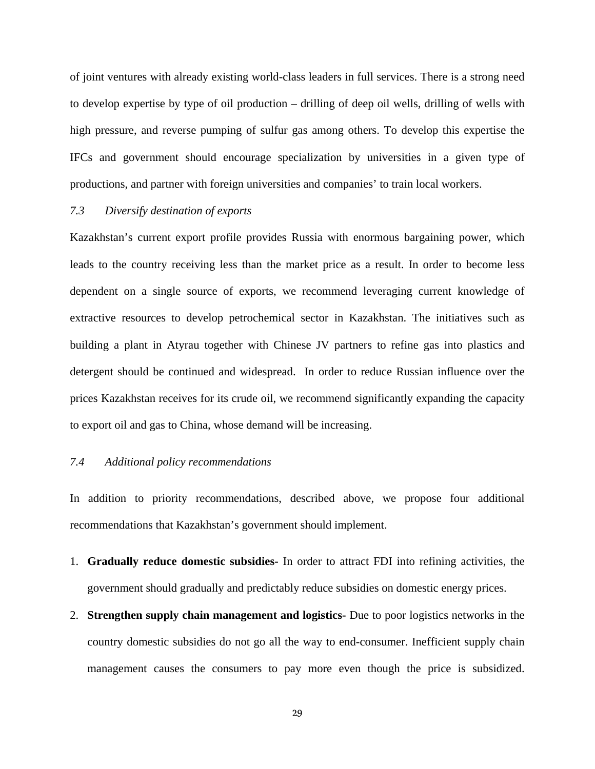of joint ventures with already existing world-class leaders in full services. There is a strong need to develop expertise by type of oil production – drilling of deep oil wells, drilling of wells with high pressure, and reverse pumping of sulfur gas among others. To develop this expertise the IFCs and government should encourage specialization by universities in a given type of productions, and partner with foreign universities and companies' to train local workers.

### *7.3 Diversify destination of exports*

Kazakhstan's current export profile provides Russia with enormous bargaining power, which leads to the country receiving less than the market price as a result. In order to become less dependent on a single source of exports, we recommend leveraging current knowledge of extractive resources to develop petrochemical sector in Kazakhstan. The initiatives such as building a plant in Atyrau together with Chinese JV partners to refine gas into plastics and detergent should be continued and widespread. In order to reduce Russian influence over the prices Kazakhstan receives for its crude oil, we recommend significantly expanding the capacity to export oil and gas to China, whose demand will be increasing.

### *7.4 Additional policy recommendations*

In addition to priority recommendations, described above, we propose four additional recommendations that Kazakhstan's government should implement.

1. **Gradually reduce domestic subsidies-** In order to attract FDI into refining activities, the government should gradually and predictably reduce subsidies on domestic energy prices.
2. **Strengthen supply chain management and logistics-** Due to poor logistics networks in the country domestic subsidies do not go all the way to end-consumer. Inefficient supply chain management causes the consumers to pay more even though the price is subsidized.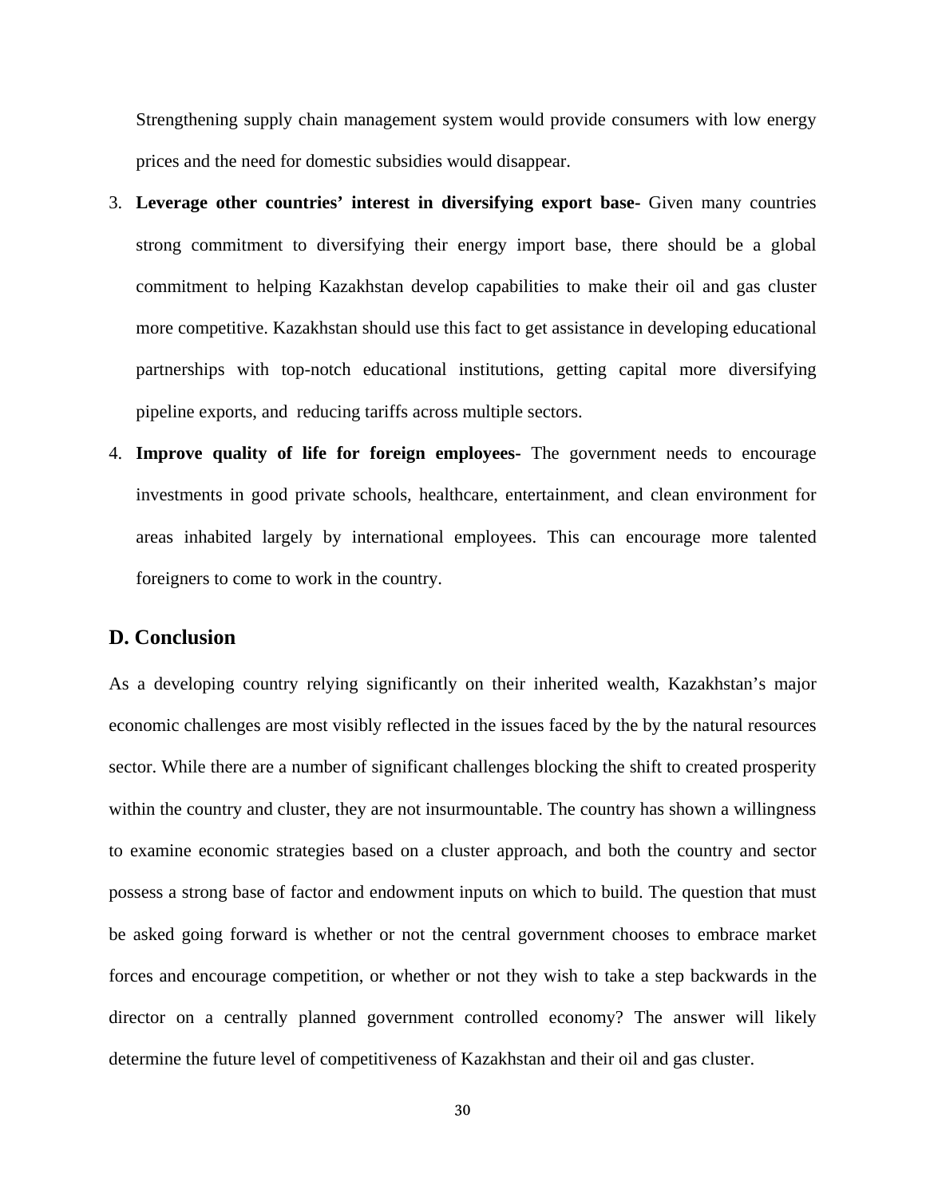Strengthening supply chain management system would provide consumers with low energy prices and the need for domestic subsidies would disappear.

3. **Leverage other countries' interest in diversifying export base-** Given many countries strong commitment to diversifying their energy import base, there should be a global commitment to helping Kazakhstan develop capabilities to make their oil and gas cluster more competitive. Kazakhstan should use this fact to get assistance in developing educational partnerships with top-notch educational institutions, getting capital more diversifying pipeline exports, and reducing tariffs across multiple sectors.
4. **Improve quality of life for foreign employees-** The government needs to encourage investments in good private schools, healthcare, entertainment, and clean environment for areas inhabited largely by international employees. This can encourage more talented foreigners to come to work in the country.

## D. Conclusion

As a developing country relying significantly on their inherited wealth, Kazakhstan's major economic challenges are most visibly reflected in the issues faced by the by the natural resources sector. While there are a number of significant challenges blocking the shift to created prosperity within the country and cluster, they are not insurmountable. The country has shown a willingness to examine economic strategies based on a cluster approach, and both the country and sector possess a strong base of factor and endowment inputs on which to build. The question that must be asked going forward is whether or not the central government chooses to embrace market forces and encourage competition, or whether or not they wish to take a step backwards in the director on a centrally planned government controlled economy? The answer will likely determine the future level of competitiveness of Kazakhstan and their oil and gas cluster.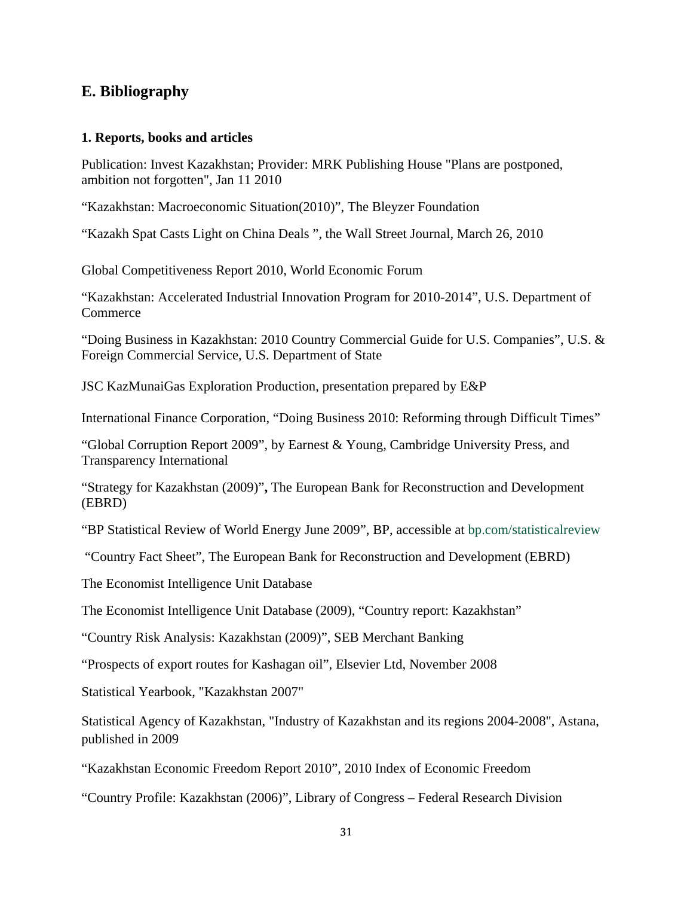## E. Bibliography

### 1. Reports, books and articles

Publication: Invest Kazakhstan; Provider: MRK Publishing House "Plans are postponed, ambition not forgotten", Jan 11 2010

“Kazakhstan: Macroeconomic Situation(2010)”, The Bleyzer Foundation

“Kazakh Spat Casts Light on China Deals ”, the Wall Street Journal, March 26, 2010

Global Competitiveness Report 2010, World Economic Forum

“Kazakhstan: Accelerated Industrial Innovation Program for 2010-2014”, U.S. Department of Commerce

“Doing Business in Kazakhstan: 2010 Country Commercial Guide for U.S. Companies”, U.S. & Foreign Commercial Service, U.S. Department of State

JSC KazMunaiGas Exploration Production, presentation prepared by E&P

International Finance Corporation, “Doing Business 2010: Reforming through Difficult Times”

“Global Corruption Report 2009”, by Earnest & Young, Cambridge University Press, and Transparency International

“Strategy for Kazakhstan (2009)”**,** The European Bank for Reconstruction and Development (EBRD)

“BP Statistical Review of World Energy June 2009”, BP, accessible at bp.com/statisticalreview

“Country Fact Sheet”, The European Bank for Reconstruction and Development (EBRD)

The Economist Intelligence Unit Database

The Economist Intelligence Unit Database (2009), “Country report: Kazakhstan”

“Country Risk Analysis: Kazakhstan (2009)”, SEB Merchant Banking

“Prospects of export routes for Kashagan oil”, Elsevier Ltd, November 2008

Statistical Yearbook, "Kazakhstan 2007"

Statistical Agency of Kazakhstan, "Industry of Kazakhstan and its regions 2004-2008", Astana, published in 2009

“Kazakhstan Economic Freedom Report 2010”, 2010 Index of Economic Freedom

“Country Profile: Kazakhstan (2006)”, Library of Congress – Federal Research Division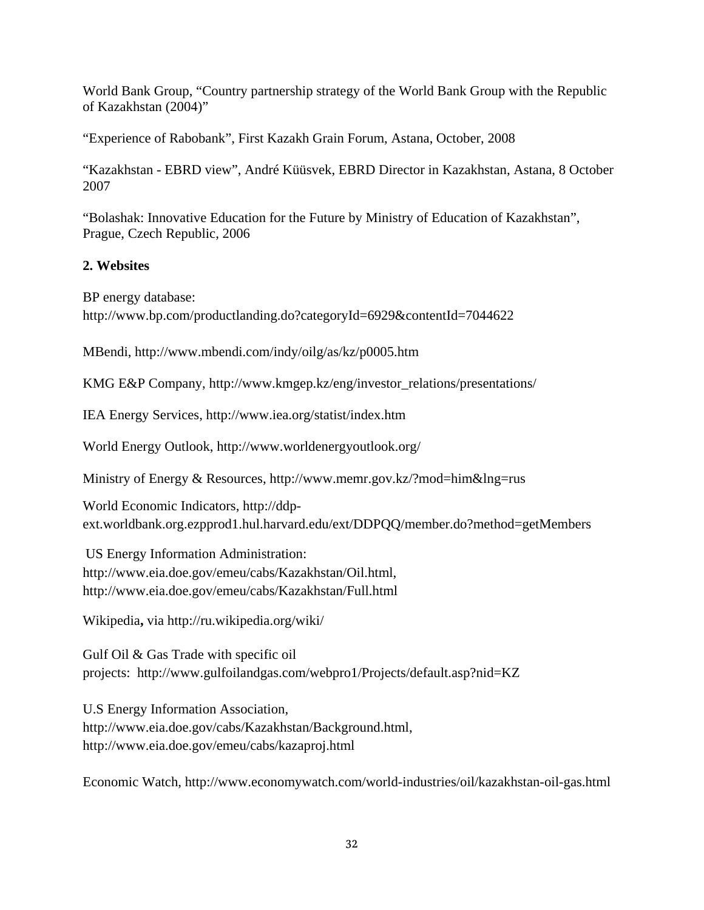World Bank Group, "Country partnership strategy of the World Bank Group with the Republic of Kazakhstan (2004)"

"Experience of Rabobank", First Kazakh Grain Forum, Astana, October, 2008

"Kazakhstan - EBRD view", André Küüsvek, EBRD Director in Kazakhstan, Astana, 8 October 2007

"Bolashak: Innovative Education for the Future by Ministry of Education of Kazakhstan", Prague, Czech Republic, 2006

**2. Websites**

BP energy database:
http://www.bp.com/productlanding.do?categoryId=6929&contentId=7044622

MBendi, http://www.mbendi.com/indy/oilg/as/kz/p0005.htm

KMG E&P Company, http://www.kmgep.kz/eng/investor_relations/presentations/

IEA Energy Services, http://www.iea.org/statist/index.htm

World Energy Outlook, http://www.worldenergyoutlook.org/

Ministry of Energy & Resources, http://www.memr.gov.kz/?mod=him&lng=rus

World Economic Indicators, http://ddp-ext.worldbank.org.ezpprod1.hul.harvard.edu/ext/DDPQQ/member.do?method=getMembers

US Energy Information Administration:
http://www.eia.doe.gov/emeu/cabs/Kazakhstan/Oil.html,
http://www.eia.doe.gov/emeu/cabs/Kazakhstan/Full.html

Wikipedia**,** via http://ru.wikipedia.org/wiki/

Gulf Oil & Gas Trade with specific oil projects: http://www.gulfoilandgas.com/webpro1/Projects/default.asp?nid=KZ

U.S Energy Information Association,
http://www.eia.doe.gov/cabs/Kazakhstan/Background.html,
http://www.eia.doe.gov/emeu/cabs/kazaproj.html

Economic Watch, http://www.economywatch.com/world-industries/oil/kazakhstan-oil-gas.html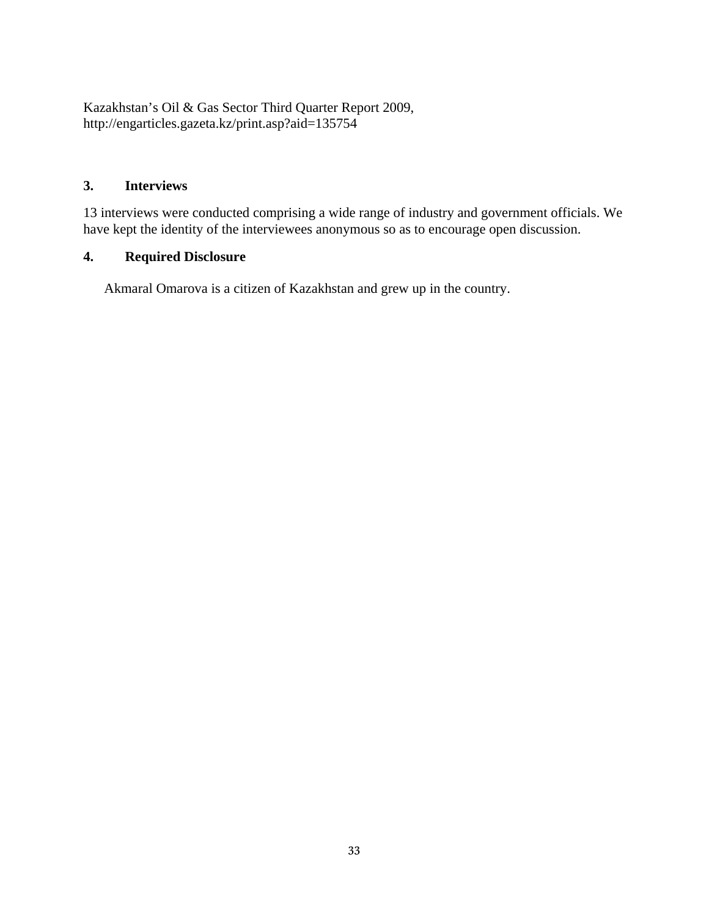Kazakhstan's Oil & Gas Sector Third Quarter Report 2009, http://engarticles.gazeta.kz/print.asp?aid=135754

## 3. Interviews

13 interviews were conducted comprising a wide range of industry and government officials. We have kept the identity of the interviewees anonymous so as to encourage open discussion.

## 4. Required Disclosure

Akmaral Omarova is a citizen of Kazakhstan and grew up in the country.